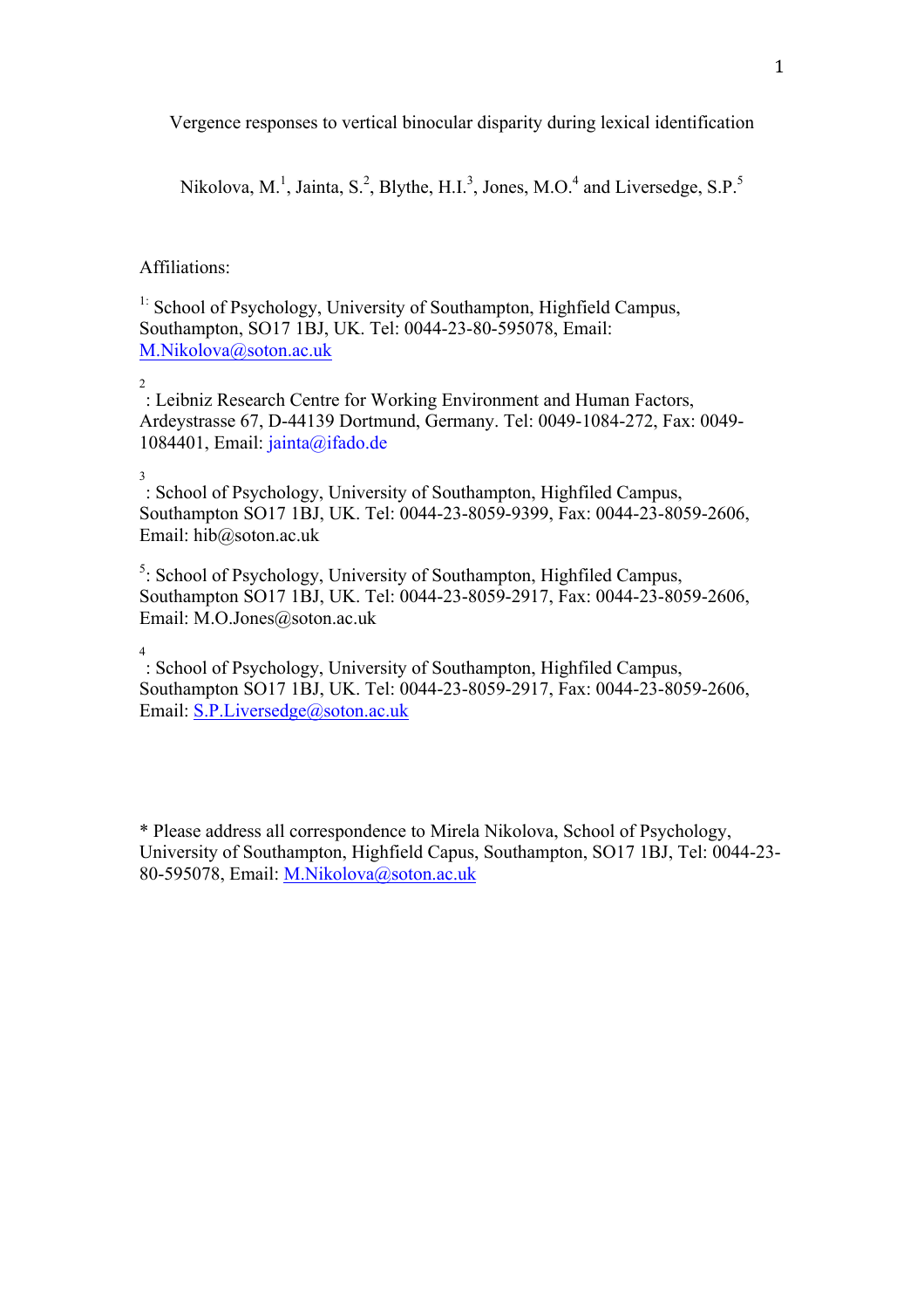Vergence responses to vertical binocular disparity during lexical identification

Nikolova, M.[1], Jainta, S.[2], Blythe, H.I.[3], Jones, M.O.[4] and Liversedge, S.P.[5]

Affiliations:

[1]: School of Psychology, University of Southampton, Highfield Campus, Southampton, SO17 1BJ, UK. Tel: 0044-23-80-595078, Email: M.Nikolova@soton.ac.uk

[2]: Leibniz Research Centre for Working Environment and Human Factors, Ardeystrasse 67, D-44139 Dortmund, Germany. Tel: 0049-1084-272, Fax: 0049-1084401, Email: jainta@ifado.de

[3]: School of Psychology, University of Southampton, Highfiled Campus, Southampton SO17 1BJ, UK. Tel: 0044-23-8059-9399, Fax: 0044-23-8059-2606, Email: hib@soton.ac.uk

[5]: School of Psychology, University of Southampton, Highfiled Campus, Southampton SO17 1BJ, UK. Tel: 0044-23-8059-2917, Fax: 0044-23-8059-2606, Email: M.O.Jones@soton.ac.uk

[4]: School of Psychology, University of Southampton, Highfiled Campus, Southampton SO17 1BJ, UK. Tel: 0044-23-8059-2917, Fax: 0044-23-8059-2606, Email: S.P.Liversedge@soton.ac.uk

* Please address all correspondence to Mirela Nikolova, School of Psychology, University of Southampton, Highfield Capus, Southampton, SO17 1BJ, Tel: 0044-23-80-595078, Email: M.Nikolova@soton.ac.uk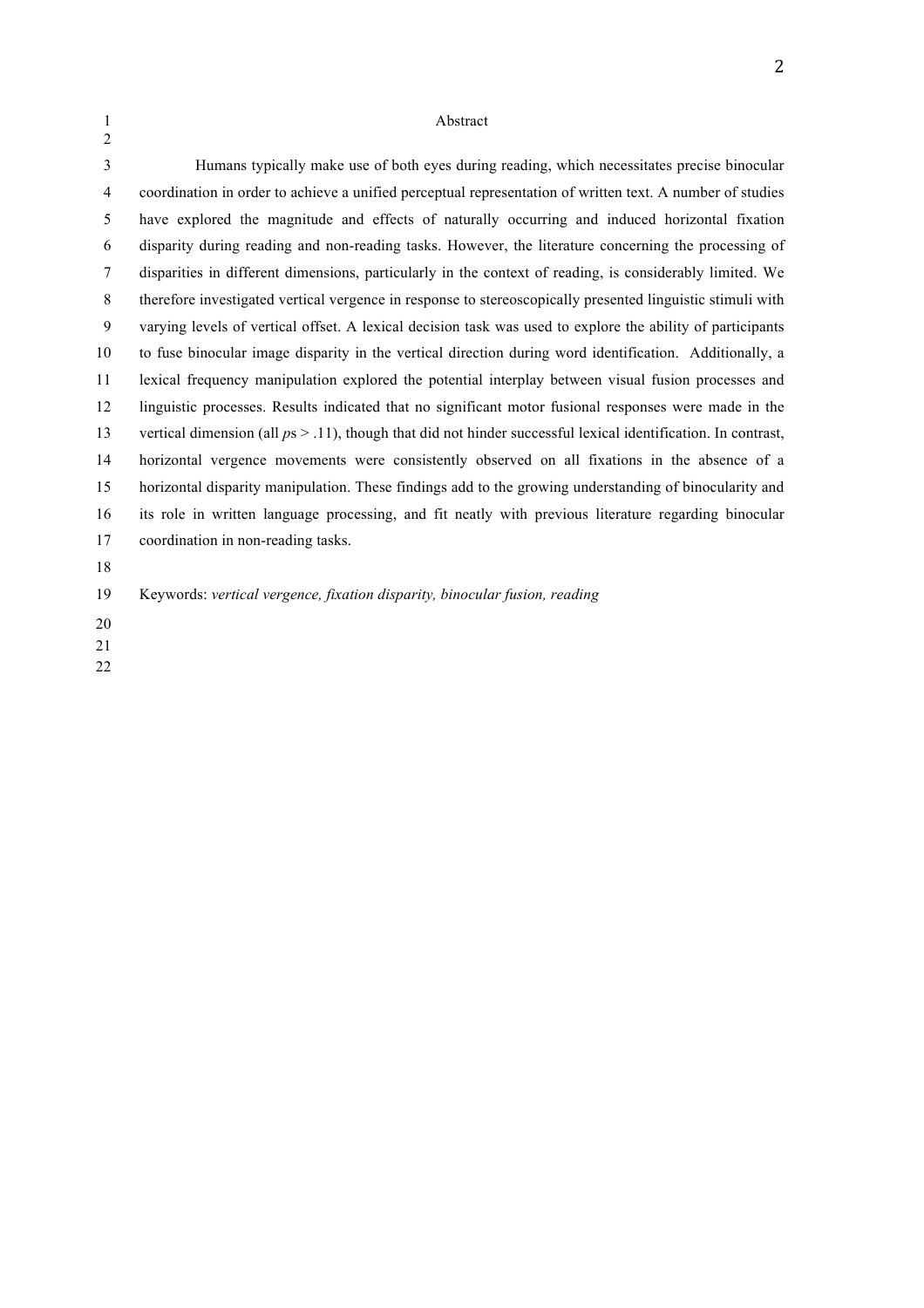## Abstract

Humans typically make use of both eyes during reading, which necessitates precise binocular coordination in order to achieve a unified perceptual representation of written text. A number of studies have explored the magnitude and effects of naturally occurring and induced horizontal fixation disparity during reading and non-reading tasks. However, the literature concerning the processing of disparities in different dimensions, particularly in the context of reading, is considerably limited. We therefore investigated vertical vergence in response to stereoscopically presented linguistic stimuli with varying levels of vertical offset. A lexical decision task was used to explore the ability of participants to fuse binocular image disparity in the vertical direction during word identification. Additionally, a lexical frequency manipulation explored the potential interplay between visual fusion processes and linguistic processes. Results indicated that no significant motor fusional responses were made in the vertical dimension (all $p$s $> .11$), though that did not hinder successful lexical identification. In contrast, horizontal vergence movements were consistently observed on all fixations in the absence of a horizontal disparity manipulation. These findings add to the growing understanding of binocularity and its role in written language processing, and fit neatly with previous literature regarding binocular coordination in non-reading tasks.

Keywords: *vertical vergence, fixation disparity, binocular fusion, reading*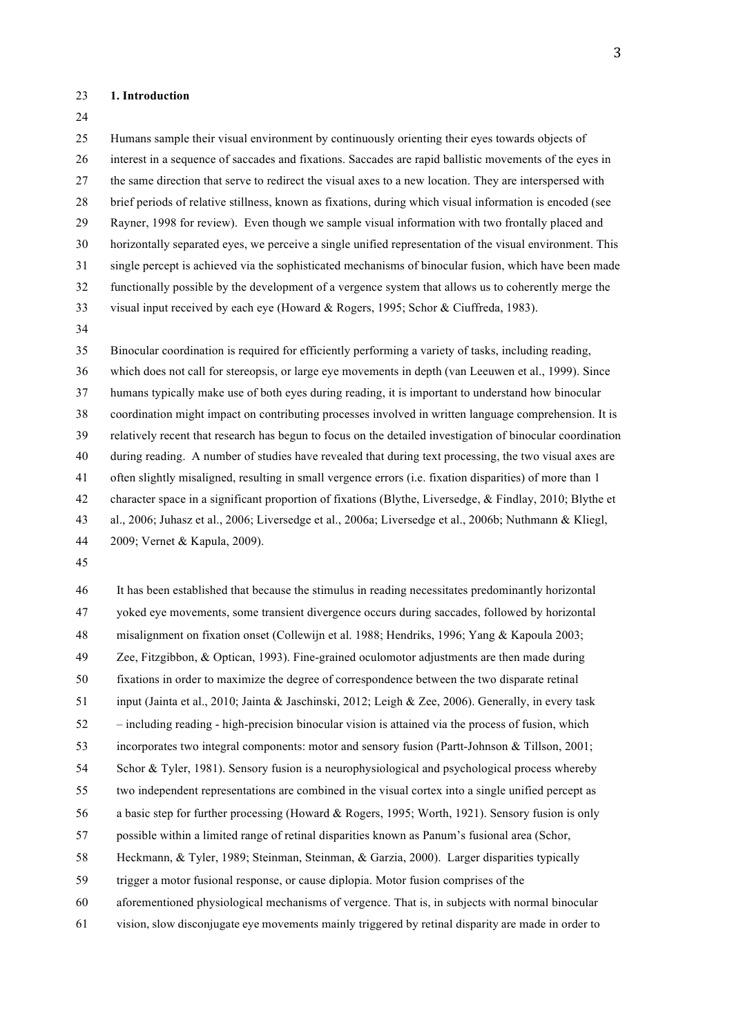## 1. Introduction

Humans sample their visual environment by continuously orienting their eyes towards objects of interest in a sequence of saccades and fixations. Saccades are rapid ballistic movements of the eyes in the same direction that serve to redirect the visual axes to a new location. They are interspersed with brief periods of relative stillness, known as fixations, during which visual information is encoded (see Rayner, 1998 for review). Even though we sample visual information with two frontally placed and horizontally separated eyes, we perceive a single unified representation of the visual environment. This single percept is achieved via the sophisticated mechanisms of binocular fusion, which have been made functionally possible by the development of a vergence system that allows us to coherently merge the visual input received by each eye (Howard & Rogers, 1995; Schor & Ciuffreda, 1983).

Binocular coordination is required for efficiently performing a variety of tasks, including reading, which does not call for stereopsis, or large eye movements in depth (van Leeuwen et al., 1999). Since humans typically make use of both eyes during reading, it is important to understand how binocular coordination might impact on contributing processes involved in written language comprehension. It is relatively recent that research has begun to focus on the detailed investigation of binocular coordination during reading. A number of studies have revealed that during text processing, the two visual axes are often slightly misaligned, resulting in small vergence errors (i.e. fixation disparities) of more than 1 character space in a significant proportion of fixations (Blythe, Liversedge, & Findlay, 2010; Blythe et al., 2006; Juhasz et al., 2006; Liversedge et al., 2006a; Liversedge et al., 2006b; Nuthmann & Kliegl, 2009; Vernet & Kapula, 2009).

It has been established that because the stimulus in reading necessitates predominantly horizontal yoked eye movements, some transient divergence occurs during saccades, followed by horizontal misalignment on fixation onset (Collewijn et al. 1988; Hendriks, 1996; Yang & Kapoula 2003; Zee, Fitzgibbon, & Optican, 1993). Fine-grained oculomotor adjustments are then made during fixations in order to maximize the degree of correspondence between the two disparate retinal input (Jainta et al., 2010; Jainta & Jaschinski, 2012; Leigh & Zee, 2006). Generally, in every task – including reading - high-precision binocular vision is attained via the process of fusion, which incorporates two integral components: motor and sensory fusion (Partt-Johnson & Tillson, 2001; Schor & Tyler, 1981). Sensory fusion is a neurophysiological and psychological process whereby two independent representations are combined in the visual cortex into a single unified percept as a basic step for further processing (Howard & Rogers, 1995; Worth, 1921). Sensory fusion is only possible within a limited range of retinal disparities known as Panum's fusional area (Schor, Heckmann, & Tyler, 1989; Steinman, Steinman, & Garzia, 2000). Larger disparities typically trigger a motor fusional response, or cause diplopia. Motor fusion comprises of the aforementioned physiological mechanisms of vergence. That is, in subjects with normal binocular vision, slow disconjugate eye movements mainly triggered by retinal disparity are made in order to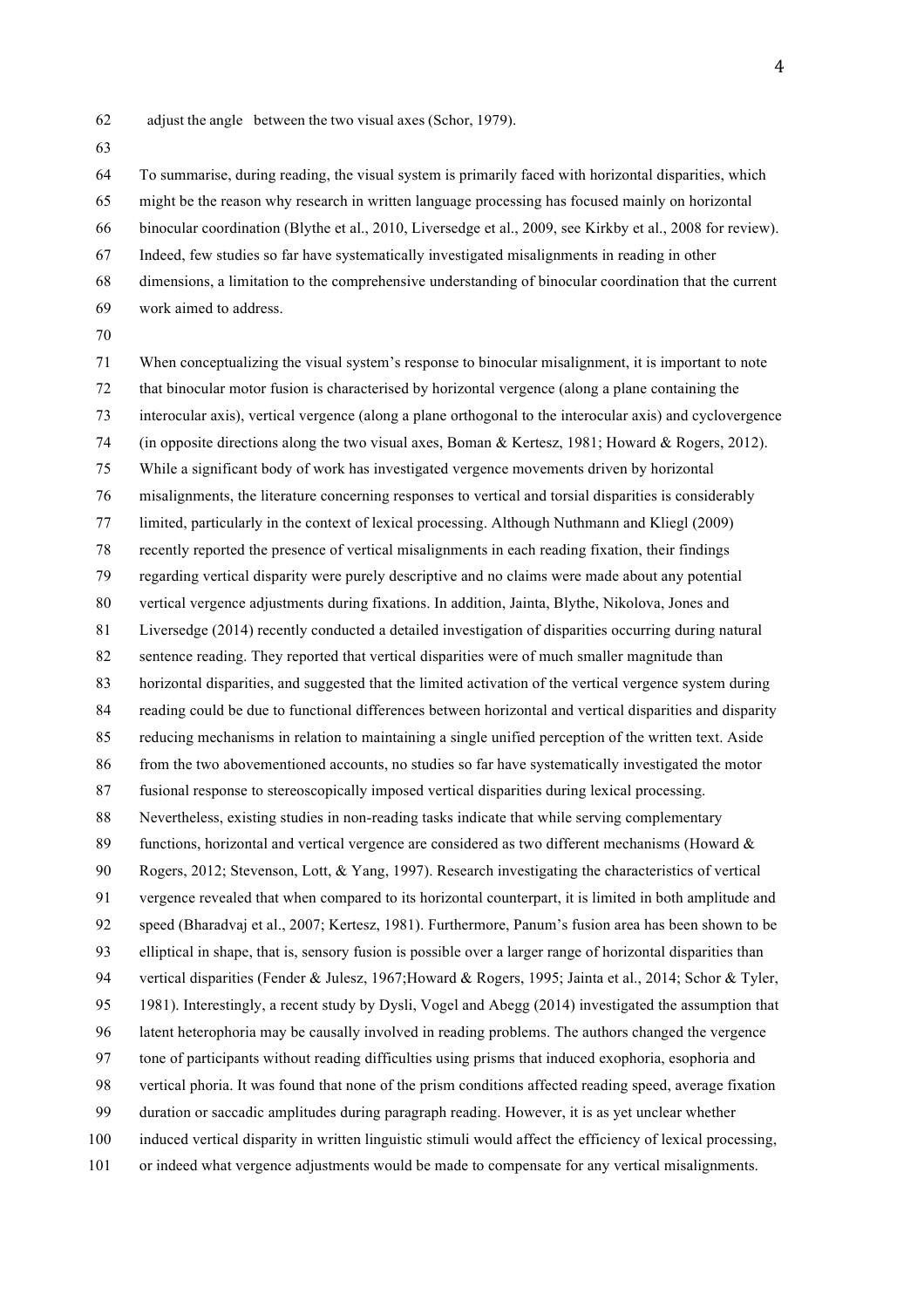adjust the angle between the two visual axes (Schor, 1979).

To summarise, during reading, the visual system is primarily faced with horizontal disparities, which might be the reason why research in written language processing has focused mainly on horizontal binocular coordination (Blythe et al., 2010, Liversedge et al., 2009, see Kirkby et al., 2008 for review). Indeed, few studies so far have systematically investigated misalignments in reading in other dimensions, a limitation to the comprehensive understanding of binocular coordination that the current work aimed to address.

When conceptualizing the visual system's response to binocular misalignment, it is important to note that binocular motor fusion is characterised by horizontal vergence (along a plane containing the interocular axis), vertical vergence (along a plane orthogonal to the interocular axis) and cyclovergence (in opposite directions along the two visual axes, Boman & Kertesz, 1981; Howard & Rogers, 2012). While a significant body of work has investigated vergence movements driven by horizontal misalignments, the literature concerning responses to vertical and torsial disparities is considerably limited, particularly in the context of lexical processing. Although Nuthmann and Kliegl (2009) recently reported the presence of vertical misalignments in each reading fixation, their findings regarding vertical disparity were purely descriptive and no claims were made about any potential vertical vergence adjustments during fixations. In addition, Jainta, Blythe, Nikolova, Jones and Liversedge (2014) recently conducted a detailed investigation of disparities occurring during natural sentence reading. They reported that vertical disparities were of much smaller magnitude than horizontal disparities, and suggested that the limited activation of the vertical vergence system during reading could be due to functional differences between horizontal and vertical disparities and disparity reducing mechanisms in relation to maintaining a single unified perception of the written text. Aside from the two abovementioned accounts, no studies so far have systematically investigated the motor fusional response to stereoscopically imposed vertical disparities during lexical processing. Nevertheless, existing studies in non-reading tasks indicate that while serving complementary functions, horizontal and vertical vergence are considered as two different mechanisms (Howard & Rogers, 2012; Stevenson, Lott, & Yang, 1997). Research investigating the characteristics of vertical vergence revealed that when compared to its horizontal counterpart, it is limited in both amplitude and speed (Bharadvaj et al., 2007; Kertesz, 1981). Furthermore, Panum's fusion area has been shown to be elliptical in shape, that is, sensory fusion is possible over a larger range of horizontal disparities than vertical disparities (Fender & Julesz, 1967;Howard & Rogers, 1995; Jainta et al., 2014; Schor & Tyler, 1981). Interestingly, a recent study by Dysli, Vogel and Abegg (2014) investigated the assumption that latent heterophoria may be causally involved in reading problems. The authors changed the vergence tone of participants without reading difficulties using prisms that induced exophoria, esophoria and vertical phoria. It was found that none of the prism conditions affected reading speed, average fixation duration or saccadic amplitudes during paragraph reading. However, it is as yet unclear whether induced vertical disparity in written linguistic stimuli would affect the efficiency of lexical processing, or indeed what vergence adjustments would be made to compensate for any vertical misalignments.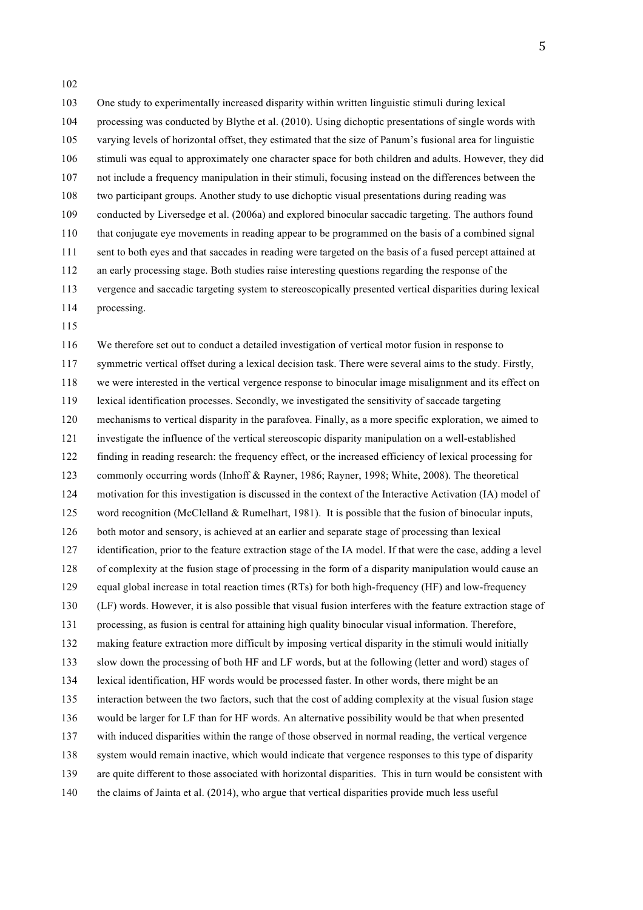One study to experimentally increased disparity within written linguistic stimuli during lexical processing was conducted by Blythe et al. (2010). Using dichoptic presentations of single words with varying levels of horizontal offset, they estimated that the size of Panum's fusional area for linguistic stimuli was equal to approximately one character space for both children and adults. However, they did not include a frequency manipulation in their stimuli, focusing instead on the differences between the two participant groups. Another study to use dichoptic visual presentations during reading was conducted by Liversedge et al. (2006a) and explored binocular saccadic targeting. The authors found that conjugate eye movements in reading appear to be programmed on the basis of a combined signal sent to both eyes and that saccades in reading were targeted on the basis of a fused percept attained at an early processing stage. Both studies raise interesting questions regarding the response of the vergence and saccadic targeting system to stereoscopically presented vertical disparities during lexical processing.

We therefore set out to conduct a detailed investigation of vertical motor fusion in response to symmetric vertical offset during a lexical decision task. There were several aims to the study. Firstly, we were interested in the vertical vergence response to binocular image misalignment and its effect on lexical identification processes. Secondly, we investigated the sensitivity of saccade targeting mechanisms to vertical disparity in the parafovea. Finally, as a more specific exploration, we aimed to investigate the influence of the vertical stereoscopic disparity manipulation on a well-established finding in reading research: the frequency effect, or the increased efficiency of lexical processing for commonly occurring words (Inhoff & Rayner, 1986; Rayner, 1998; White, 2008). The theoretical motivation for this investigation is discussed in the context of the Interactive Activation (IA) model of word recognition (McClelland & Rumelhart, 1981). It is possible that the fusion of binocular inputs, both motor and sensory, is achieved at an earlier and separate stage of processing than lexical identification, prior to the feature extraction stage of the IA model. If that were the case, adding a level of complexity at the fusion stage of processing in the form of a disparity manipulation would cause an equal global increase in total reaction times (RTs) for both high-frequency (HF) and low-frequency (LF) words. However, it is also possible that visual fusion interferes with the feature extraction stage of processing, as fusion is central for attaining high quality binocular visual information. Therefore, making feature extraction more difficult by imposing vertical disparity in the stimuli would initially slow down the processing of both HF and LF words, but at the following (letter and word) stages of lexical identification, HF words would be processed faster. In other words, there might be an interaction between the two factors, such that the cost of adding complexity at the visual fusion stage would be larger for LF than for HF words. An alternative possibility would be that when presented with induced disparities within the range of those observed in normal reading, the vertical vergence system would remain inactive, which would indicate that vergence responses to this type of disparity are quite different to those associated with horizontal disparities. This in turn would be consistent with the claims of Jainta et al. (2014), who argue that vertical disparities provide much less useful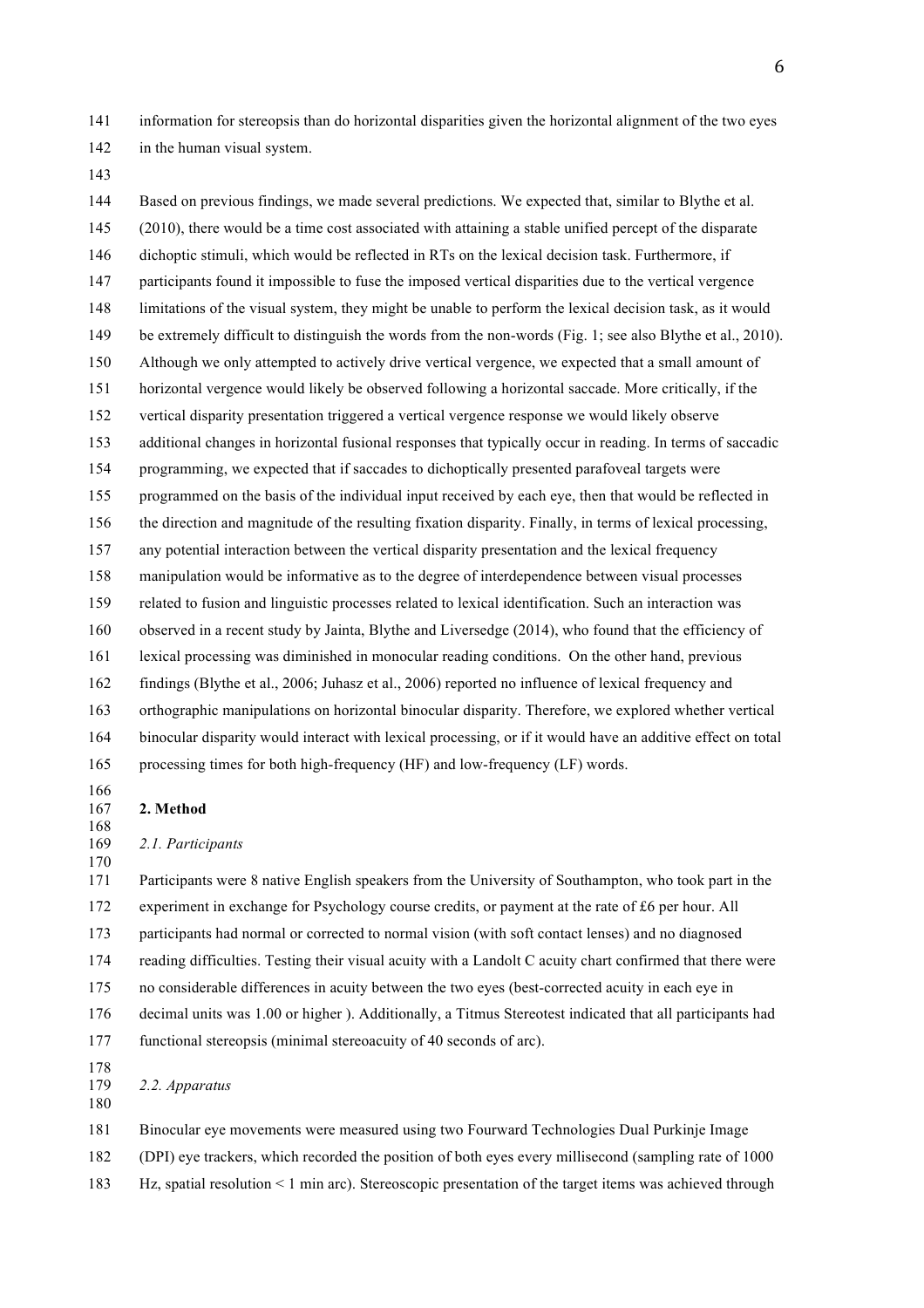information for stereopsis than do horizontal disparities given the horizontal alignment of the two eyes in the human visual system.

Based on previous findings, we made several predictions. We expected that, similar to Blythe et al. (2010), there would be a time cost associated with attaining a stable unified percept of the disparate dichoptic stimuli, which would be reflected in RTs on the lexical decision task. Furthermore, if participants found it impossible to fuse the imposed vertical disparities due to the vertical vergence limitations of the visual system, they might be unable to perform the lexical decision task, as it would be extremely difficult to distinguish the words from the non-words (Fig. 1; see also Blythe et al., 2010). Although we only attempted to actively drive vertical vergence, we expected that a small amount of horizontal vergence would likely be observed following a horizontal saccade. More critically, if the vertical disparity presentation triggered a vertical vergence response we would likely observe additional changes in horizontal fusional responses that typically occur in reading. In terms of saccadic programming, we expected that if saccades to dichoptically presented parafoveal targets were programmed on the basis of the individual input received by each eye, then that would be reflected in the direction and magnitude of the resulting fixation disparity. Finally, in terms of lexical processing, any potential interaction between the vertical disparity presentation and the lexical frequency manipulation would be informative as to the degree of interdependence between visual processes related to fusion and linguistic processes related to lexical identification. Such an interaction was observed in a recent study by Jainta, Blythe and Liversedge (2014), who found that the efficiency of lexical processing was diminished in monocular reading conditions. On the other hand, previous findings (Blythe et al., 2006; Juhasz et al., 2006) reported no influence of lexical frequency and orthographic manipulations on horizontal binocular disparity. Therefore, we explored whether vertical binocular disparity would interact with lexical processing, or if it would have an additive effect on total processing times for both high-frequency (HF) and low-frequency (LF) words.

## 2. Method

### *2.1. Participants*

Participants were 8 native English speakers from the University of Southampton, who took part in the experiment in exchange for Psychology course credits, or payment at the rate of £6 per hour. All participants had normal or corrected to normal vision (with soft contact lenses) and no diagnosed reading difficulties. Testing their visual acuity with a Landolt C acuity chart confirmed that there were no considerable differences in acuity between the two eyes (best-corrected acuity in each eye in decimal units was 1.00 or higher ). Additionally, a Titmus Stereotest indicated that all participants had functional stereopsis (minimal stereoacuity of 40 seconds of arc).

### *2.2. Apparatus*

Binocular eye movements were measured using two Fourward Technologies Dual Purkinje Image (DPI) eye trackers, which recorded the position of both eyes every millisecond (sampling rate of 1000 Hz, spatial resolution < 1 min arc). Stereoscopic presentation of the target items was achieved through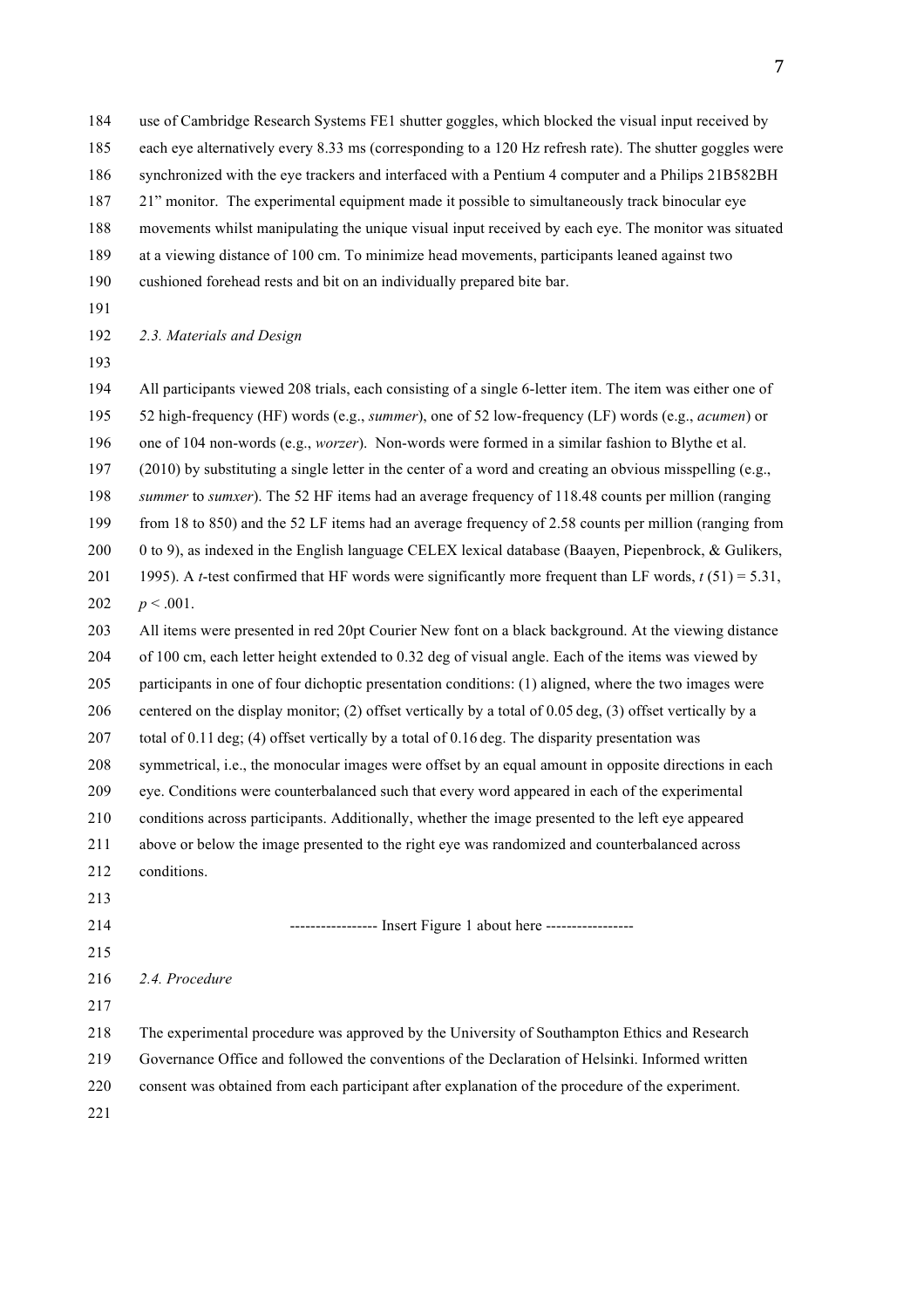use of Cambridge Research Systems FE1 shutter goggles, which blocked the visual input received by each eye alternatively every 8.33 ms (corresponding to a 120 Hz refresh rate). The shutter goggles were synchronized with the eye trackers and interfaced with a Pentium 4 computer and a Philips 21B582BH 21" monitor. The experimental equipment made it possible to simultaneously track binocular eye movements whilst manipulating the unique visual input received by each eye. The monitor was situated at a viewing distance of 100 cm. To minimize head movements, participants leaned against two cushioned forehead rests and bit on an individually prepared bite bar.

*2.3. Materials and Design*

All participants viewed 208 trials, each consisting of a single 6-letter item. The item was either one of 52 high-frequency (HF) words (e.g., *summer*), one of 52 low-frequency (LF) words (e.g., *acumen*) or one of 104 non-words (e.g., *worzer*). Non-words were formed in a similar fashion to Blythe et al. (2010) by substituting a single letter in the center of a word and creating an obvious misspelling (e.g., *summer* to *sumxer*). The 52 HF items had an average frequency of 118.48 counts per million (ranging from 18 to 850) and the 52 LF items had an average frequency of 2.58 counts per million (ranging from 0 to 9), as indexed in the English language CELEX lexical database (Baayen, Piepenbrock, & Gulikers, 1995). A *t*-test confirmed that HF words were significantly more frequent than LF words, $t(51) = 5.31$, $p < .001$.

All items were presented in red 20pt Courier New font on a black background. At the viewing distance of 100 cm, each letter height extended to 0.32 deg of visual angle. Each of the items was viewed by participants in one of four dichoptic presentation conditions: (1) aligned, where the two images were centered on the display monitor; (2) offset vertically by a total of 0.05 deg, (3) offset vertically by a total of 0.11 deg; (4) offset vertically by a total of 0.16 deg. The disparity presentation was symmetrical, i.e., the monocular images were offset by an equal amount in opposite directions in each eye. Conditions were counterbalanced such that every word appeared in each of the experimental conditions across participants. Additionally, whether the image presented to the left eye appeared above or below the image presented to the right eye was randomized and counterbalanced across conditions.

----------------- Insert Figure 1 about here -----------------

*2.4. Procedure*

The experimental procedure was approved by the University of Southampton Ethics and Research Governance Office and followed the conventions of the Declaration of Helsinki. Informed written consent was obtained from each participant after explanation of the procedure of the experiment.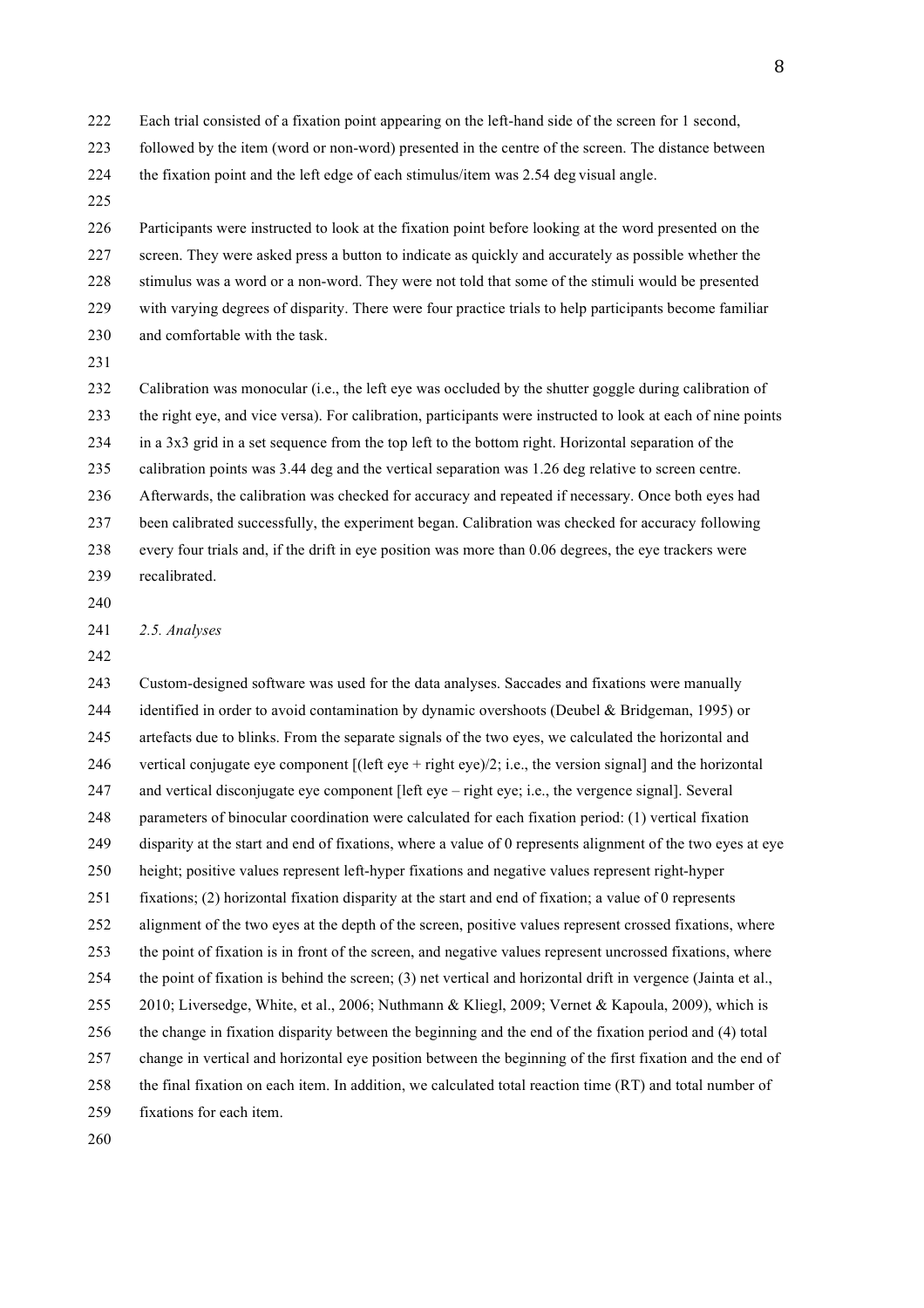Each trial consisted of a fixation point appearing on the left-hand side of the screen for 1 second, followed by the item (word or non-word) presented in the centre of the screen. The distance between the fixation point and the left edge of each stimulus/item was 2.54 deg visual angle.

Participants were instructed to look at the fixation point before looking at the word presented on the screen. They were asked press a button to indicate as quickly and accurately as possible whether the stimulus was a word or a non-word. They were not told that some of the stimuli would be presented with varying degrees of disparity. There were four practice trials to help participants become familiar and comfortable with the task.

Calibration was monocular (i.e., the left eye was occluded by the shutter goggle during calibration of the right eye, and vice versa). For calibration, participants were instructed to look at each of nine points in a 3x3 grid in a set sequence from the top left to the bottom right. Horizontal separation of the calibration points was 3.44 deg and the vertical separation was 1.26 deg relative to screen centre. Afterwards, the calibration was checked for accuracy and repeated if necessary. Once both eyes had been calibrated successfully, the experiment began. Calibration was checked for accuracy following every four trials and, if the drift in eye position was more than 0.06 degrees, the eye trackers were recalibrated.

*2.5. Analyses*

Custom-designed software was used for the data analyses. Saccades and fixations were manually identified in order to avoid contamination by dynamic overshoots (Deubel & Bridgeman, 1995) or artefacts due to blinks. From the separate signals of the two eyes, we calculated the horizontal and vertical conjugate eye component [(left eye + right eye)/2; i.e., the version signal] and the horizontal and vertical disconjugate eye component [left eye – right eye; i.e., the vergence signal]. Several parameters of binocular coordination were calculated for each fixation period: (1) vertical fixation disparity at the start and end of fixations, where a value of 0 represents alignment of the two eyes at eye height; positive values represent left-hyper fixations and negative values represent right-hyper fixations; (2) horizontal fixation disparity at the start and end of fixation; a value of 0 represents alignment of the two eyes at the depth of the screen, positive values represent crossed fixations, where the point of fixation is in front of the screen, and negative values represent uncrossed fixations, where the point of fixation is behind the screen; (3) net vertical and horizontal drift in vergence (Jainta et al., 2010; Liversedge, White, et al., 2006; Nuthmann & Kliegl, 2009; Vernet & Kapoula, 2009), which is the change in fixation disparity between the beginning and the end of the fixation period and (4) total change in vertical and horizontal eye position between the beginning of the first fixation and the end of the final fixation on each item. In addition, we calculated total reaction time (RT) and total number of fixations for each item.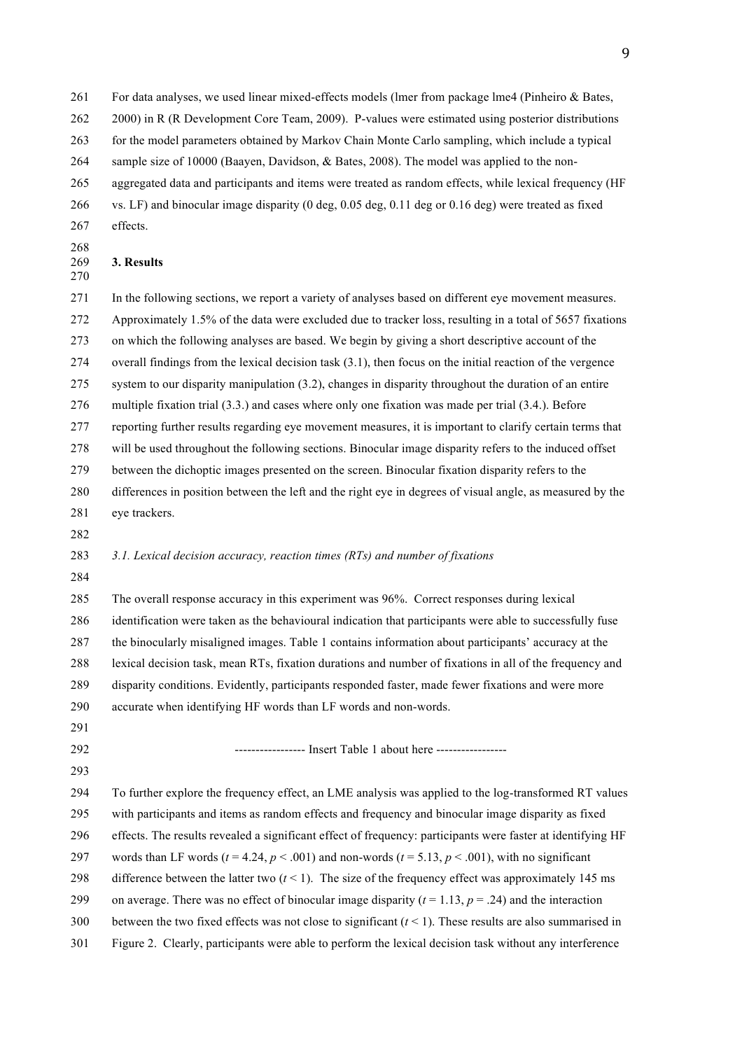For data analyses, we used linear mixed-effects models (lmer from package lme4 (Pinheiro & Bates, 2000) in R (R Development Core Team, 2009). P-values were estimated using posterior distributions for the model parameters obtained by Markov Chain Monte Carlo sampling, which include a typical sample size of 10000 (Baayen, Davidson, & Bates, 2008). The model was applied to the non-aggregated data and participants and items were treated as random effects, while lexical frequency (HF vs. LF) and binocular image disparity (0 deg, 0.05 deg, 0.11 deg or 0.16 deg) were treated as fixed effects.

## 3. Results

In the following sections, we report a variety of analyses based on different eye movement measures. Approximately 1.5% of the data were excluded due to tracker loss, resulting in a total of 5657 fixations on which the following analyses are based. We begin by giving a short descriptive account of the overall findings from the lexical decision task (3.1), then focus on the initial reaction of the vergence system to our disparity manipulation (3.2), changes in disparity throughout the duration of an entire multiple fixation trial (3.3.) and cases where only one fixation was made per trial (3.4.). Before reporting further results regarding eye movement measures, it is important to clarify certain terms that will be used throughout the following sections. Binocular image disparity refers to the induced offset between the dichoptic images presented on the screen. Binocular fixation disparity refers to the differences in position between the left and the right eye in degrees of visual angle, as measured by the eye trackers.

### *3.1. Lexical decision accuracy, reaction times (RTs) and number of fixations*

The overall response accuracy in this experiment was 96%. Correct responses during lexical identification were taken as the behavioural indication that participants were able to successfully fuse the binocularly misaligned images. Table 1 contains information about participants' accuracy at the lexical decision task, mean RTs, fixation durations and number of fixations in all of the frequency and disparity conditions. Evidently, participants responded faster, made fewer fixations and were more accurate when identifying HF words than LF words and non-words.

----------------- Insert Table 1 about here -----------------

To further explore the frequency effect, an LME analysis was applied to the log-transformed RT values with participants and items as random effects and frequency and binocular image disparity as fixed effects. The results revealed a significant effect of frequency: participants were faster at identifying HF words than LF words ($t = 4.24$, $p < .001$) and non-words ($t = 5.13$, $p < .001$), with no significant difference between the latter two ($t < 1$). The size of the frequency effect was approximately 145 ms on average. There was no effect of binocular image disparity ($t = 1.13$, $p = .24$) and the interaction between the two fixed effects was not close to significant ($t < 1$). These results are also summarised in Figure 2. Clearly, participants were able to perform the lexical decision task without any interference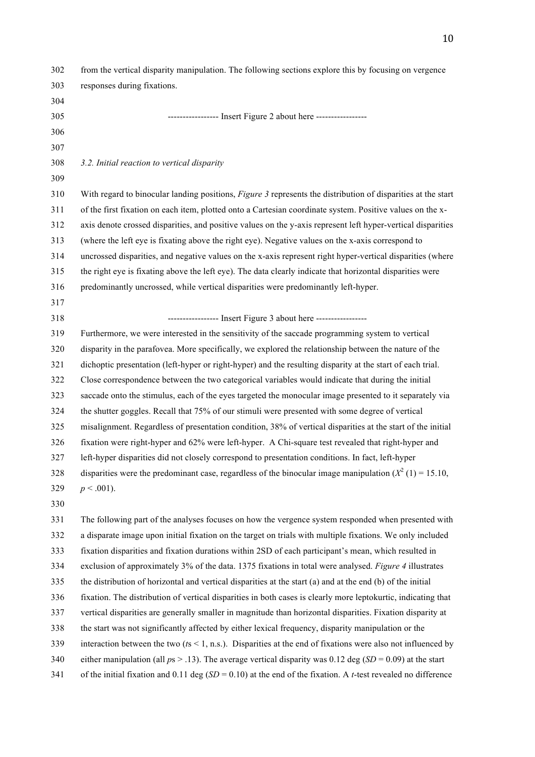from the vertical disparity manipulation. The following sections explore this by focusing on vergence responses during fixations.

----------------- Insert Figure 2 about here -----------------

*3.2. Initial reaction to vertical disparity*

With regard to binocular landing positions, *Figure 3* represents the distribution of disparities at the start of the first fixation on each item, plotted onto a Cartesian coordinate system. Positive values on the x-axis denote crossed disparities, and positive values on the y-axis represent left hyper-vertical disparities (where the left eye is fixating above the right eye). Negative values on the x-axis correspond to uncrossed disparities, and negative values on the x-axis represent right hyper-vertical disparities (where the right eye is fixating above the left eye). The data clearly indicate that horizontal disparities were predominantly uncrossed, while vertical disparities were predominantly left-hyper.

----------------- Insert Figure 3 about here -----------------

Furthermore, we were interested in the sensitivity of the saccade programming system to vertical disparity in the parafovea. More specifically, we explored the relationship between the nature of the dichoptic presentation (left-hyper or right-hyper) and the resulting disparity at the start of each trial. Close correspondence between the two categorical variables would indicate that during the initial saccade onto the stimulus, each of the eyes targeted the monocular image presented to it separately via the shutter goggles. Recall that 75% of our stimuli were presented with some degree of vertical misalignment. Regardless of presentation condition, 38% of vertical disparities at the start of the initial fixation were right-hyper and 62% were left-hyper. A Chi-square test revealed that right-hyper and left-hyper disparities did not closely correspond to presentation conditions. In fact, left-hyper disparities were the predominant case, regardless of the binocular image manipulation ($X^2$ (1) = 15.10, $p < .001$).

The following part of the analyses focuses on how the vergence system responded when presented with a disparate image upon initial fixation on the target on trials with multiple fixations. We only included fixation disparities and fixation durations within 2SD of each participant's mean, which resulted in exclusion of approximately 3% of the data. 1375 fixations in total were analysed. *Figure 4* illustrates the distribution of horizontal and vertical disparities at the start (a) and at the end (b) of the initial fixation. The distribution of vertical disparities in both cases is clearly more leptokurtic, indicating that vertical disparities are generally smaller in magnitude than horizontal disparities. Fixation disparity at the start was not significantly affected by either lexical frequency, disparity manipulation or the interaction between the two (*t*s < 1, n.s.). Disparities at the end of fixations were also not influenced by either manipulation (all *p*s > .13). The average vertical disparity was 0.12 deg (*SD* = 0.09) at the start of the initial fixation and 0.11 deg (*SD* = 0.10) at the end of the fixation. A *t*-test revealed no difference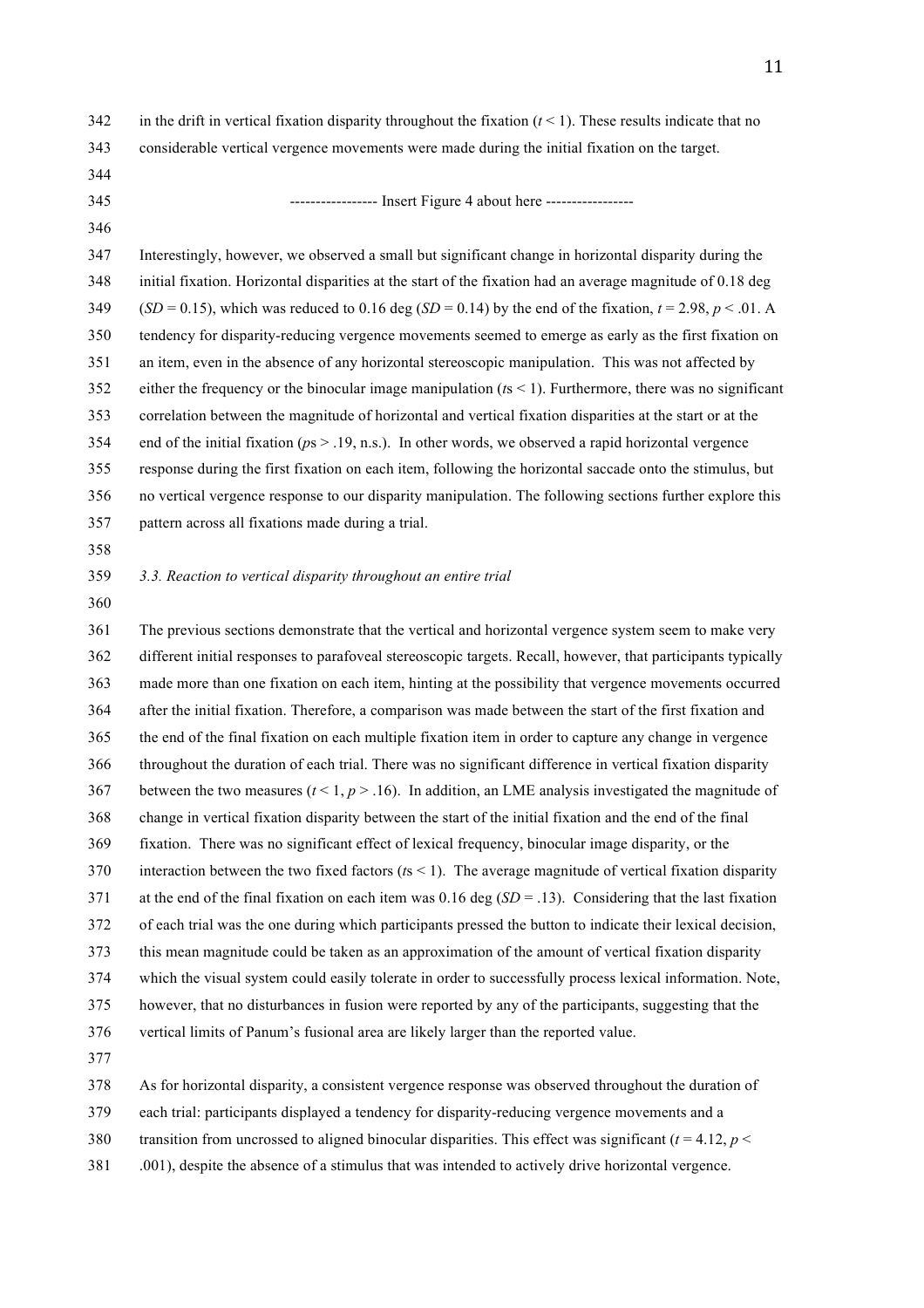in the drift in vertical fixation disparity throughout the fixation ($t < 1$). These results indicate that no considerable vertical vergence movements were made during the initial fixation on the target.

----------------- Insert Figure 4 about here -----------------

Interestingly, however, we observed a small but significant change in horizontal disparity during the initial fixation. Horizontal disparities at the start of the fixation had an average magnitude of 0.18 deg ($SD = 0.15$), which was reduced to 0.16 deg ($SD = 0.14$) by the end of the fixation, $t = 2.98$, $p < .01$. A tendency for disparity-reducing vergence movements seemed to emerge as early as the first fixation on an item, even in the absence of any horizontal stereoscopic manipulation. This was not affected by either the frequency or the binocular image manipulation ($t$s < 1). Furthermore, there was no significant correlation between the magnitude of horizontal and vertical fixation disparities at the start or at the end of the initial fixation ($p$s > .19, n.s.). In other words, we observed a rapid horizontal vergence response during the first fixation on each item, following the horizontal saccade onto the stimulus, but no vertical vergence response to our disparity manipulation. The following sections further explore this pattern across all fixations made during a trial.

*3.3. Reaction to vertical disparity throughout an entire trial*

The previous sections demonstrate that the vertical and horizontal vergence system seem to make very different initial responses to parafoveal stereoscopic targets. Recall, however, that participants typically made more than one fixation on each item, hinting at the possibility that vergence movements occurred after the initial fixation. Therefore, a comparison was made between the start of the first fixation and the end of the final fixation on each multiple fixation item in order to capture any change in vergence throughout the duration of each trial. There was no significant difference in vertical fixation disparity between the two measures ($t < 1$, $p > .16$). In addition, an LME analysis investigated the magnitude of change in vertical fixation disparity between the start of the initial fixation and the end of the final fixation. There was no significant effect of lexical frequency, binocular image disparity, or the interaction between the two fixed factors ($t$s < 1). The average magnitude of vertical fixation disparity at the end of the final fixation on each item was 0.16 deg ($SD = .13$). Considering that the last fixation of each trial was the one during which participants pressed the button to indicate their lexical decision, this mean magnitude could be taken as an approximation of the amount of vertical fixation disparity which the visual system could easily tolerate in order to successfully process lexical information. Note, however, that no disturbances in fusion were reported by any of the participants, suggesting that the vertical limits of Panum's fusional area are likely larger than the reported value.

As for horizontal disparity, a consistent vergence response was observed throughout the duration of each trial: participants displayed a tendency for disparity-reducing vergence movements and a transition from uncrossed to aligned binocular disparities. This effect was significant ($t = 4.12$, $p < .001$), despite the absence of a stimulus that was intended to actively drive horizontal vergence.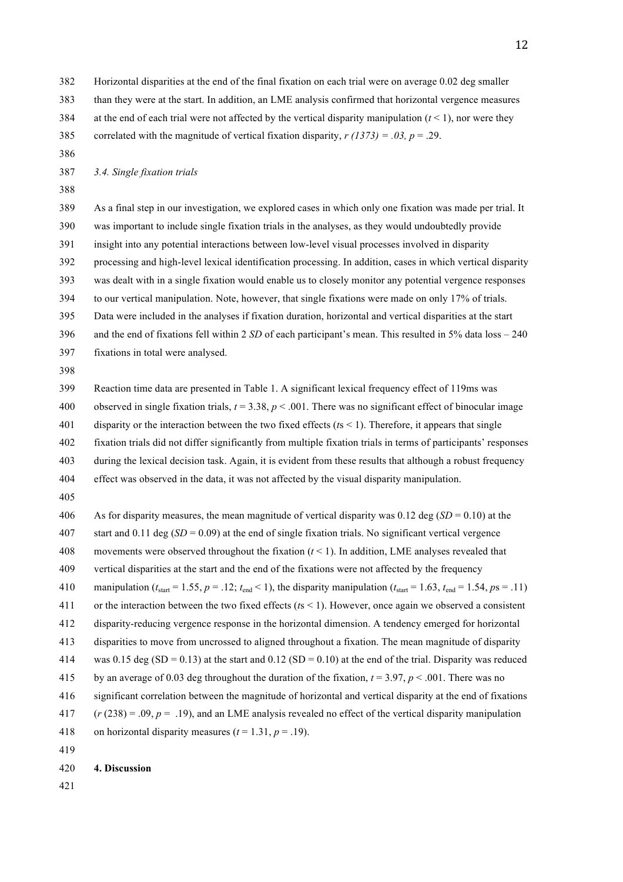Horizontal disparities at the end of the final fixation on each trial were on average 0.02 deg smaller than they were at the start. In addition, an LME analysis confirmed that horizontal vergence measures at the end of each trial were not affected by the vertical disparity manipulation ($t < 1$), nor were they correlated with the magnitude of vertical fixation disparity, $r\ (1373) = .03,\ p = .29$.

*3.4. Single fixation trials*

As a final step in our investigation, we explored cases in which only one fixation was made per trial. It was important to include single fixation trials in the analyses, as they would undoubtedly provide insight into any potential interactions between low-level visual processes involved in disparity processing and high-level lexical identification processing. In addition, cases in which vertical disparity was dealt with in a single fixation would enable us to closely monitor any potential vergence responses to our vertical manipulation. Note, however, that single fixations were made on only 17% of trials. Data were included in the analyses if fixation duration, horizontal and vertical disparities at the start and the end of fixations fell within 2 *SD* of each participant's mean. This resulted in 5% data loss – 240 fixations in total were analysed.

Reaction time data are presented in Table 1. A significant lexical frequency effect of 119ms was observed in single fixation trials, $t = 3.38$, $p < .001$. There was no significant effect of binocular image disparity or the interaction between the two fixed effects ($t$s < 1). Therefore, it appears that single fixation trials did not differ significantly from multiple fixation trials in terms of participants' responses during the lexical decision task. Again, it is evident from these results that although a robust frequency effect was observed in the data, it was not affected by the visual disparity manipulation.

As for disparity measures, the mean magnitude of vertical disparity was 0.12 deg (*SD* = 0.10) at the start and 0.11 deg (*SD* = 0.09) at the end of single fixation trials. No significant vertical vergence movements were observed throughout the fixation ($t < 1$). In addition, LME analyses revealed that vertical disparities at the start and the end of the fixations were not affected by the frequency manipulation ($t_{start} = 1.55$, $p = .12$; $t_{end} < 1$), the disparity manipulation ($t_{start} = 1.63$, $t_{end} = 1.54$, $p$s = .11) or the interaction between the two fixed effects ($t$s < 1). However, once again we observed a consistent disparity-reducing vergence response in the horizontal dimension. A tendency emerged for horizontal disparities to move from uncrossed to aligned throughout a fixation. The mean magnitude of disparity was 0.15 deg (SD = 0.13) at the start and 0.12 (SD = 0.10) at the end of the trial. Disparity was reduced by an average of 0.03 deg throughout the duration of the fixation, $t = 3.97$, $p < .001$. There was no significant correlation between the magnitude of horizontal and vertical disparity at the end of fixations ($r\ (238) = .09$, $p = .19$), and an LME analysis revealed no effect of the vertical disparity manipulation on horizontal disparity measures ($t = 1.31$, $p = .19$).

**4. Discussion**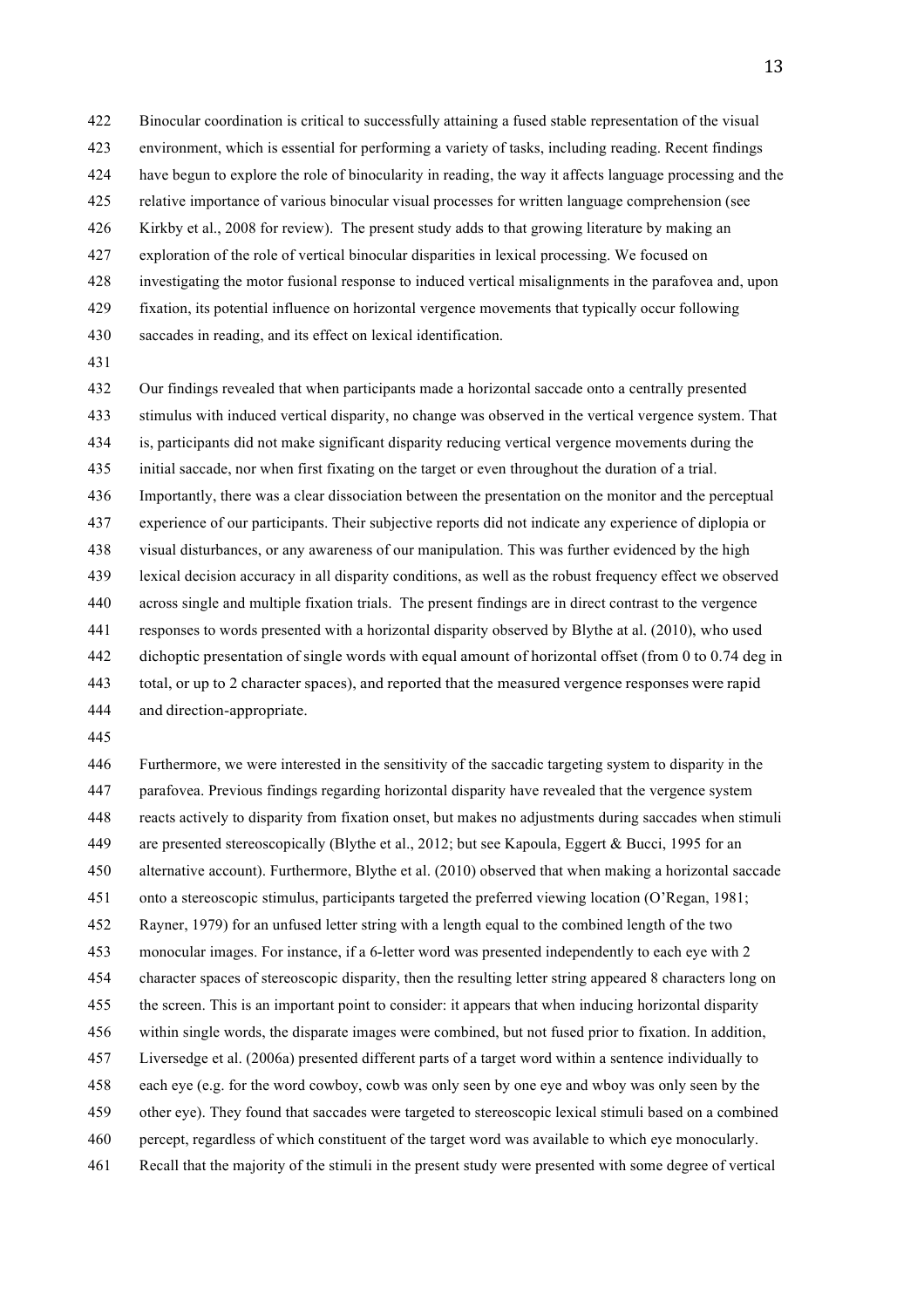Binocular coordination is critical to successfully attaining a fused stable representation of the visual environment, which is essential for performing a variety of tasks, including reading. Recent findings have begun to explore the role of binocularity in reading, the way it affects language processing and the relative importance of various binocular visual processes for written language comprehension (see Kirkby et al., 2008 for review). The present study adds to that growing literature by making an exploration of the role of vertical binocular disparities in lexical processing. We focused on investigating the motor fusional response to induced vertical misalignments in the parafovea and, upon fixation, its potential influence on horizontal vergence movements that typically occur following saccades in reading, and its effect on lexical identification.

Our findings revealed that when participants made a horizontal saccade onto a centrally presented stimulus with induced vertical disparity, no change was observed in the vertical vergence system. That is, participants did not make significant disparity reducing vertical vergence movements during the initial saccade, nor when first fixating on the target or even throughout the duration of a trial. Importantly, there was a clear dissociation between the presentation on the monitor and the perceptual experience of our participants. Their subjective reports did not indicate any experience of diplopia or visual disturbances, or any awareness of our manipulation. This was further evidenced by the high lexical decision accuracy in all disparity conditions, as well as the robust frequency effect we observed across single and multiple fixation trials. The present findings are in direct contrast to the vergence responses to words presented with a horizontal disparity observed by Blythe at al. (2010), who used dichoptic presentation of single words with equal amount of horizontal offset (from 0 to 0.74 deg in total, or up to 2 character spaces), and reported that the measured vergence responses were rapid and direction-appropriate.

Furthermore, we were interested in the sensitivity of the saccadic targeting system to disparity in the parafovea. Previous findings regarding horizontal disparity have revealed that the vergence system reacts actively to disparity from fixation onset, but makes no adjustments during saccades when stimuli are presented stereoscopically (Blythe et al., 2012; but see Kapoula, Eggert & Bucci, 1995 for an alternative account). Furthermore, Blythe et al. (2010) observed that when making a horizontal saccade onto a stereoscopic stimulus, participants targeted the preferred viewing location (O'Regan, 1981; Rayner, 1979) for an unfused letter string with a length equal to the combined length of the two monocular images. For instance, if a 6-letter word was presented independently to each eye with 2 character spaces of stereoscopic disparity, then the resulting letter string appeared 8 characters long on the screen. This is an important point to consider: it appears that when inducing horizontal disparity within single words, the disparate images were combined, but not fused prior to fixation. In addition, Liversedge et al. (2006a) presented different parts of a target word within a sentence individually to each eye (e.g. for the word cowboy, cowb was only seen by one eye and wboy was only seen by the other eye). They found that saccades were targeted to stereoscopic lexical stimuli based on a combined percept, regardless of which constituent of the target word was available to which eye monocularly. Recall that the majority of the stimuli in the present study were presented with some degree of vertical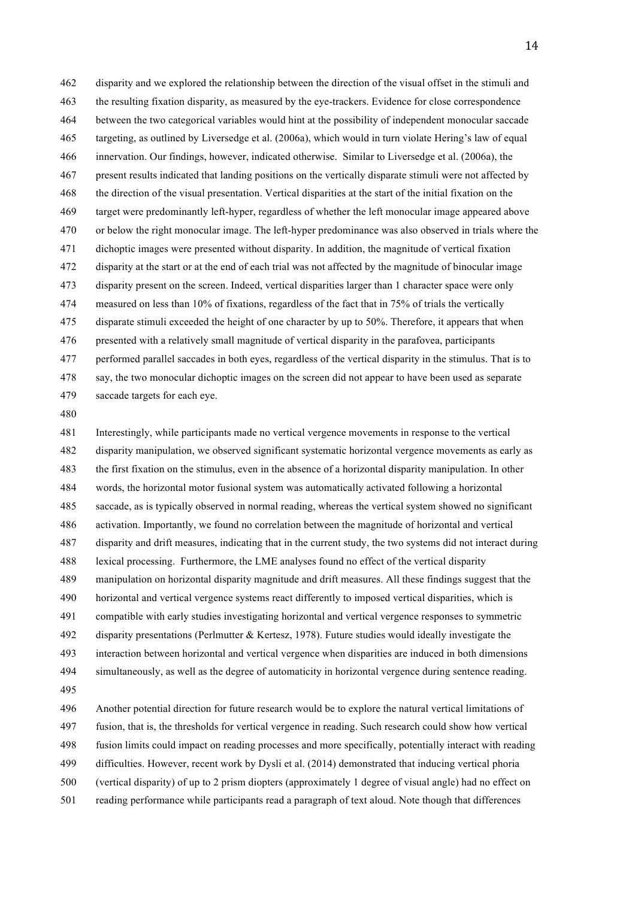disparity and we explored the relationship between the direction of the visual offset in the stimuli and the resulting fixation disparity, as measured by the eye-trackers. Evidence for close correspondence between the two categorical variables would hint at the possibility of independent monocular saccade targeting, as outlined by Liversedge et al. (2006a), which would in turn violate Hering's law of equal innervation. Our findings, however, indicated otherwise. Similar to Liversedge et al. (2006a), the present results indicated that landing positions on the vertically disparate stimuli were not affected by the direction of the visual presentation. Vertical disparities at the start of the initial fixation on the target were predominantly left-hyper, regardless of whether the left monocular image appeared above or below the right monocular image. The left-hyper predominance was also observed in trials where the dichoptic images were presented without disparity. In addition, the magnitude of vertical fixation disparity at the start or at the end of each trial was not affected by the magnitude of binocular image disparity present on the screen. Indeed, vertical disparities larger than 1 character space were only measured on less than 10% of fixations, regardless of the fact that in 75% of trials the vertically disparate stimuli exceeded the height of one character by up to 50%. Therefore, it appears that when presented with a relatively small magnitude of vertical disparity in the parafovea, participants performed parallel saccades in both eyes, regardless of the vertical disparity in the stimulus. That is to say, the two monocular dichoptic images on the screen did not appear to have been used as separate saccade targets for each eye.

Interestingly, while participants made no vertical vergence movements in response to the vertical disparity manipulation, we observed significant systematic horizontal vergence movements as early as the first fixation on the stimulus, even in the absence of a horizontal disparity manipulation. In other words, the horizontal motor fusional system was automatically activated following a horizontal saccade, as is typically observed in normal reading, whereas the vertical system showed no significant activation. Importantly, we found no correlation between the magnitude of horizontal and vertical disparity and drift measures, indicating that in the current study, the two systems did not interact during lexical processing. Furthermore, the LME analyses found no effect of the vertical disparity manipulation on horizontal disparity magnitude and drift measures. All these findings suggest that the horizontal and vertical vergence systems react differently to imposed vertical disparities, which is compatible with early studies investigating horizontal and vertical vergence responses to symmetric disparity presentations (Perlmutter & Kertesz, 1978). Future studies would ideally investigate the interaction between horizontal and vertical vergence when disparities are induced in both dimensions simultaneously, as well as the degree of automaticity in horizontal vergence during sentence reading.

Another potential direction for future research would be to explore the natural vertical limitations of fusion, that is, the thresholds for vertical vergence in reading. Such research could show how vertical fusion limits could impact on reading processes and more specifically, potentially interact with reading difficulties. However, recent work by Dysli et al. (2014) demonstrated that inducing vertical phoria (vertical disparity) of up to 2 prism diopters (approximately 1 degree of visual angle) had no effect on reading performance while participants read a paragraph of text aloud. Note though that differences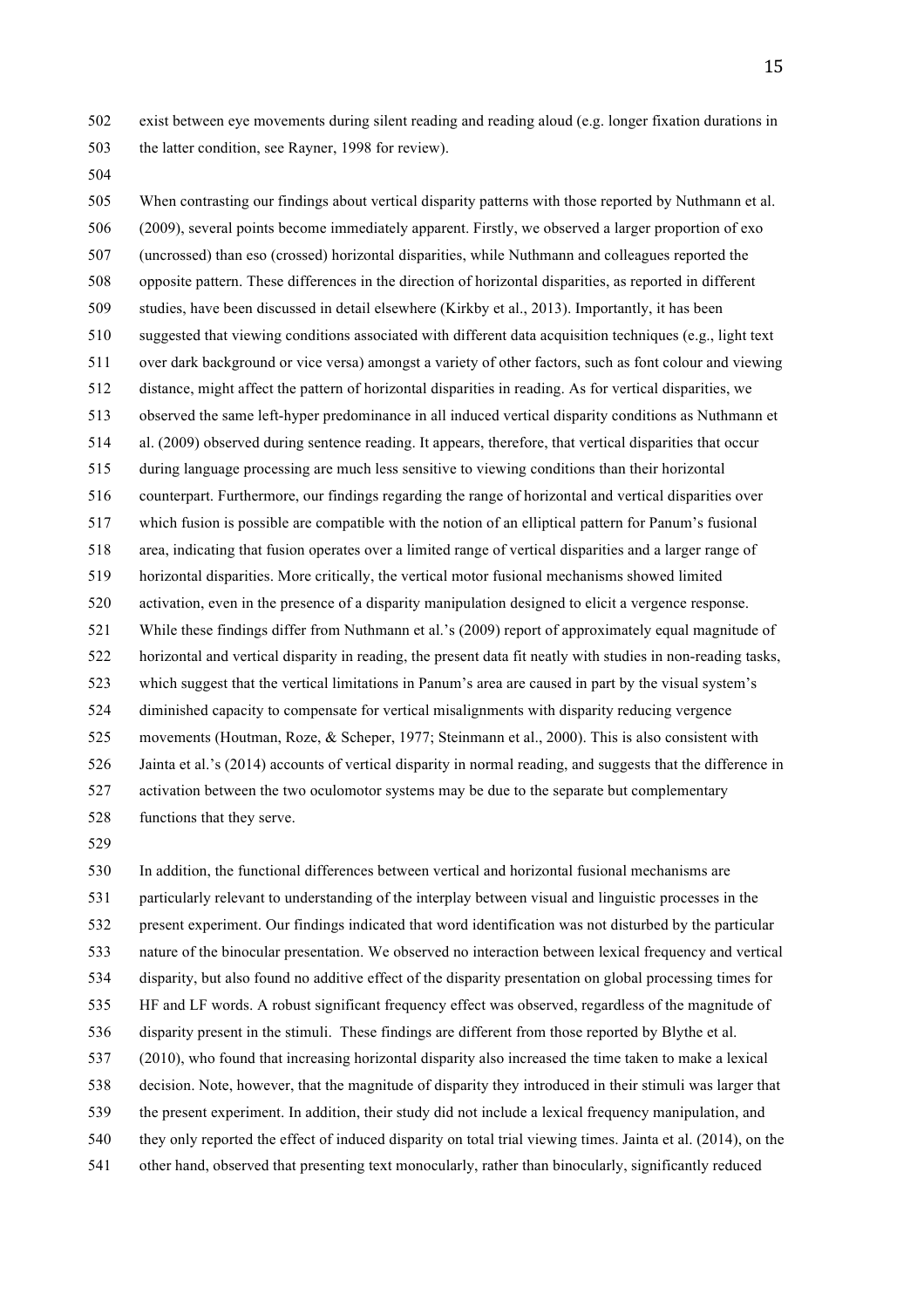exist between eye movements during silent reading and reading aloud (e.g. longer fixation durations in the latter condition, see Rayner, 1998 for review).

When contrasting our findings about vertical disparity patterns with those reported by Nuthmann et al. (2009), several points become immediately apparent. Firstly, we observed a larger proportion of exo (uncrossed) than eso (crossed) horizontal disparities, while Nuthmann and colleagues reported the opposite pattern. These differences in the direction of horizontal disparities, as reported in different studies, have been discussed in detail elsewhere (Kirkby et al., 2013). Importantly, it has been suggested that viewing conditions associated with different data acquisition techniques (e.g., light text over dark background or vice versa) amongst a variety of other factors, such as font colour and viewing distance, might affect the pattern of horizontal disparities in reading. As for vertical disparities, we observed the same left-hyper predominance in all induced vertical disparity conditions as Nuthmann et al. (2009) observed during sentence reading. It appears, therefore, that vertical disparities that occur during language processing are much less sensitive to viewing conditions than their horizontal counterpart. Furthermore, our findings regarding the range of horizontal and vertical disparities over which fusion is possible are compatible with the notion of an elliptical pattern for Panum's fusional area, indicating that fusion operates over a limited range of vertical disparities and a larger range of horizontal disparities. More critically, the vertical motor fusional mechanisms showed limited activation, even in the presence of a disparity manipulation designed to elicit a vergence response. While these findings differ from Nuthmann et al.'s (2009) report of approximately equal magnitude of horizontal and vertical disparity in reading, the present data fit neatly with studies in non-reading tasks, which suggest that the vertical limitations in Panum's area are caused in part by the visual system's diminished capacity to compensate for vertical misalignments with disparity reducing vergence movements (Houtman, Roze, & Scheper, 1977; Steinmann et al., 2000). This is also consistent with Jainta et al.'s (2014) accounts of vertical disparity in normal reading, and suggests that the difference in activation between the two oculomotor systems may be due to the separate but complementary functions that they serve.

In addition, the functional differences between vertical and horizontal fusional mechanisms are particularly relevant to understanding of the interplay between visual and linguistic processes in the present experiment. Our findings indicated that word identification was not disturbed by the particular nature of the binocular presentation. We observed no interaction between lexical frequency and vertical disparity, but also found no additive effect of the disparity presentation on global processing times for HF and LF words. A robust significant frequency effect was observed, regardless of the magnitude of disparity present in the stimuli. These findings are different from those reported by Blythe et al. (2010), who found that increasing horizontal disparity also increased the time taken to make a lexical decision. Note, however, that the magnitude of disparity they introduced in their stimuli was larger that the present experiment. In addition, their study did not include a lexical frequency manipulation, and they only reported the effect of induced disparity on total trial viewing times. Jainta et al. (2014), on the other hand, observed that presenting text monocularly, rather than binocularly, significantly reduced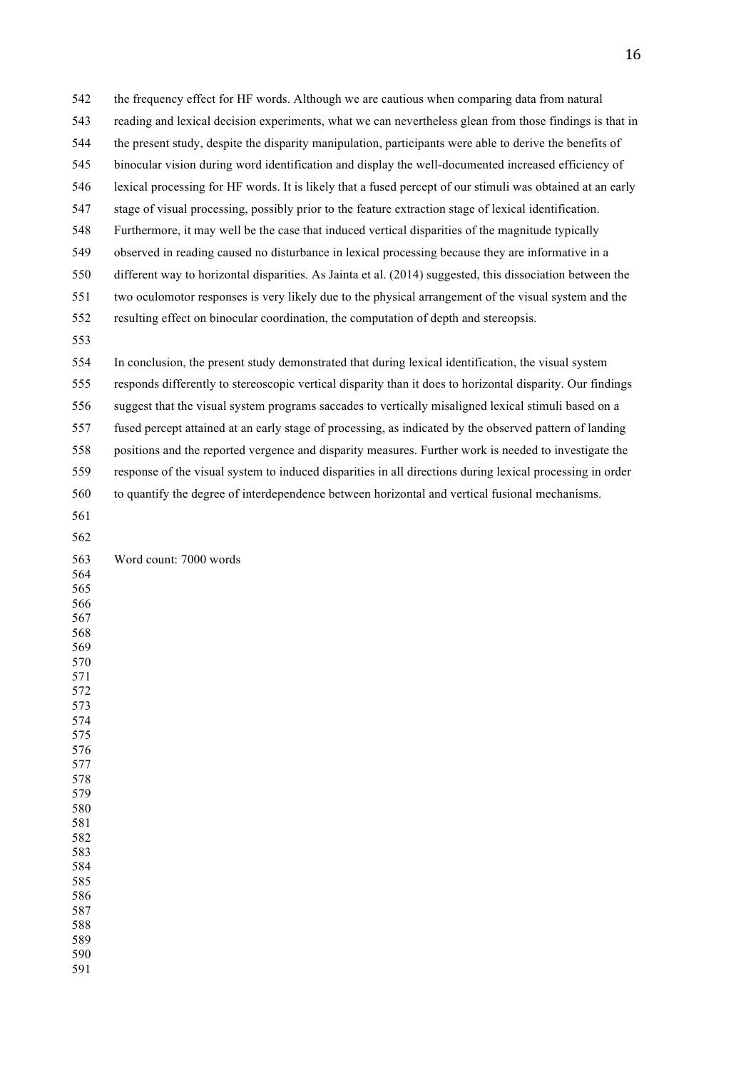the frequency effect for HF words. Although we are cautious when comparing data from natural reading and lexical decision experiments, what we can nevertheless glean from those findings is that in the present study, despite the disparity manipulation, participants were able to derive the benefits of binocular vision during word identification and display the well-documented increased efficiency of lexical processing for HF words. It is likely that a fused percept of our stimuli was obtained at an early stage of visual processing, possibly prior to the feature extraction stage of lexical identification. Furthermore, it may well be the case that induced vertical disparities of the magnitude typically observed in reading caused no disturbance in lexical processing because they are informative in a different way to horizontal disparities. As Jainta et al. (2014) suggested, this dissociation between the two oculomotor responses is very likely due to the physical arrangement of the visual system and the resulting effect on binocular coordination, the computation of depth and stereopsis.

In conclusion, the present study demonstrated that during lexical identification, the visual system responds differently to stereoscopic vertical disparity than it does to horizontal disparity. Our findings suggest that the visual system programs saccades to vertically misaligned lexical stimuli based on a fused percept attained at an early stage of processing, as indicated by the observed pattern of landing positions and the reported vergence and disparity measures. Further work is needed to investigate the response of the visual system to induced disparities in all directions during lexical processing in order to quantify the degree of interdependence between horizontal and vertical fusional mechanisms.

Word count: 7000 words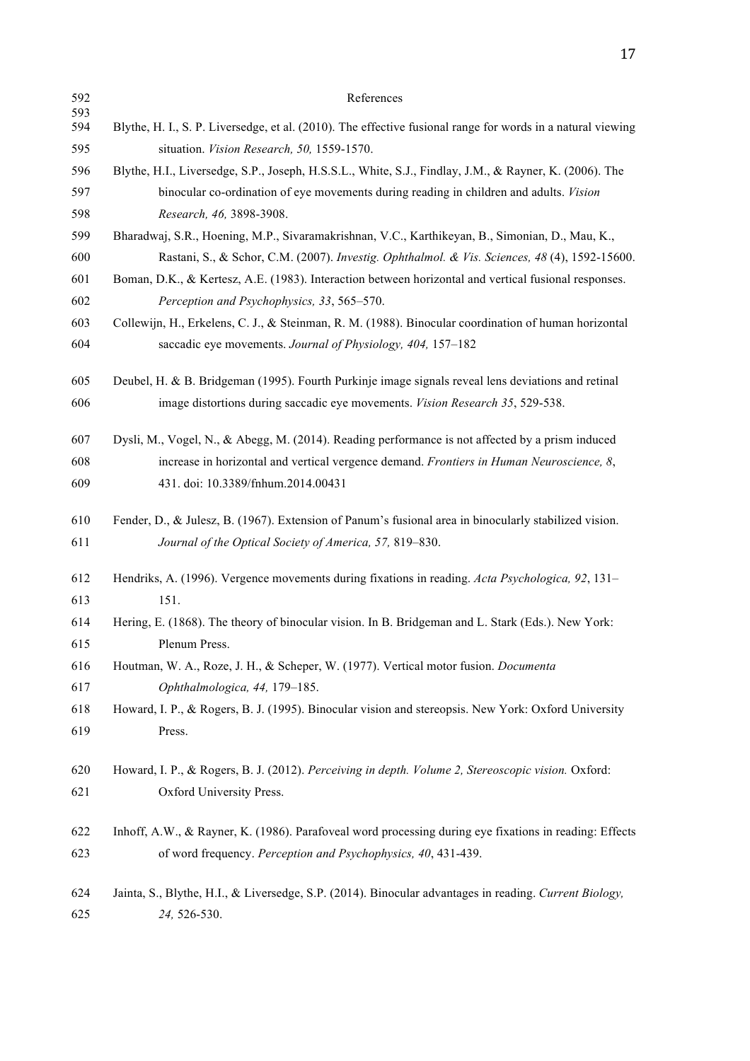# References

Blythe, H. I., S. P. Liversedge, et al. (2010). The effective fusional range for words in a natural viewing situation. *Vision Research, 50,* 1559-1570.

Blythe, H.I., Liversedge, S.P., Joseph, H.S.S.L., White, S.J., Findlay, J.M., & Rayner, K. (2006). The binocular co-ordination of eye movements during reading in children and adults. *Vision Research, 46,* 3898-3908.

Bharadwaj, S.R., Hoening, M.P., Sivaramakrishnan, V.C., Karthikeyan, B., Simonian, D., Mau, K., Rastani, S., & Schor, C.M. (2007). *Investig. Ophthalmol. & Vis. Sciences, 48* (4), 1592-15600.

Boman, D.K., & Kertesz, A.E. (1983). Interaction between horizontal and vertical fusional responses. *Perception and Psychophysics, 33*, 565–570.

Collewijn, H., Erkelens, C. J., & Steinman, R. M. (1988). Binocular coordination of human horizontal saccadic eye movements. *Journal of Physiology, 404,* 157–182

Deubel, H. & B. Bridgeman (1995). Fourth Purkinje image signals reveal lens deviations and retinal image distortions during saccadic eye movements. *Vision Research 35*, 529-538.

Dysli, M., Vogel, N., & Abegg, M. (2014). Reading performance is not affected by a prism induced increase in horizontal and vertical vergence demand. *Frontiers in Human Neuroscience, 8*, 431. doi: 10.3389/fnhum.2014.00431

Fender, D., & Julesz, B. (1967). Extension of Panum's fusional area in binocularly stabilized vision. *Journal of the Optical Society of America, 57,* 819–830.

Hendriks, A. (1996). Vergence movements during fixations in reading. *Acta Psychologica, 92*, 131–151.

Hering, E. (1868). The theory of binocular vision. In B. Bridgeman and L. Stark (Eds.). New York: Plenum Press.

Houtman, W. A., Roze, J. H., & Scheper, W. (1977). Vertical motor fusion. *Documenta Ophthalmologica, 44,* 179–185.

Howard, I. P., & Rogers, B. J. (1995). Binocular vision and stereopsis. New York: Oxford University Press.

Howard, I. P., & Rogers, B. J. (2012). *Perceiving in depth. Volume 2, Stereoscopic vision.* Oxford: Oxford University Press.

Inhoff, A.W., & Rayner, K. (1986). Parafoveal word processing during eye fixations in reading: Effects of word frequency. *Perception and Psychophysics, 40*, 431-439.

Jainta, S., Blythe, H.I., & Liversedge, S.P. (2014). Binocular advantages in reading. *Current Biology, 24,* 526-530.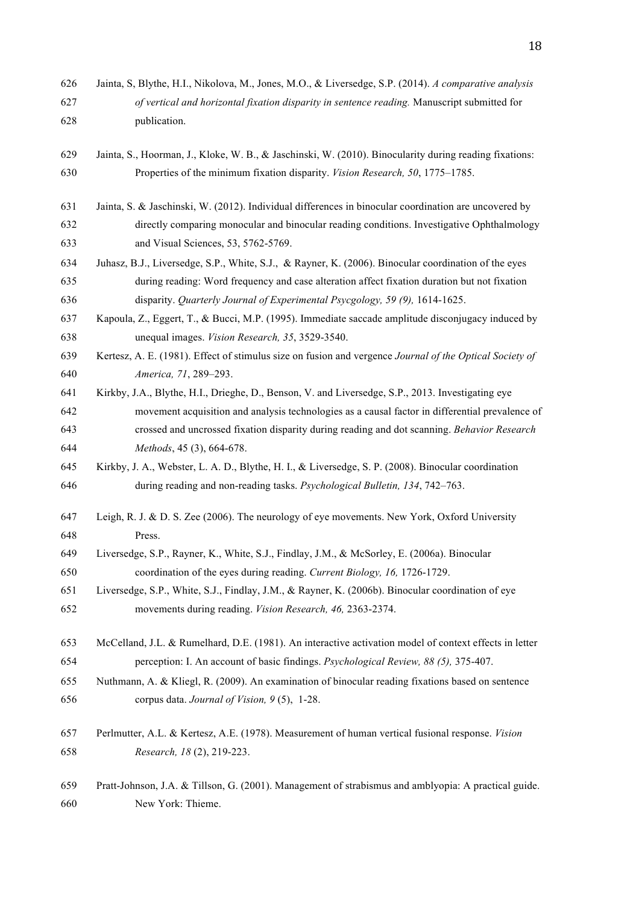Jainta, S, Blythe, H.I., Nikolova, M., Jones, M.O., & Liversedge, S.P. (2014). *A comparative analysis of vertical and horizontal fixation disparity in sentence reading.* Manuscript submitted for publication.

Jainta, S., Hoorman, J., Kloke, W. B., & Jaschinski, W. (2010). Binocularity during reading fixations: Properties of the minimum fixation disparity. *Vision Research, 50*, 1775–1785.

Jainta, S. & Jaschinski, W. (2012). Individual differences in binocular coordination are uncovered by directly comparing monocular and binocular reading conditions. Investigative Ophthalmology and Visual Sciences, 53, 5762-5769.

Juhasz, B.J., Liversedge, S.P., White, S.J., & Rayner, K. (2006). Binocular coordination of the eyes during reading: Word frequency and case alteration affect fixation duration but not fixation disparity. *Quarterly Journal of Experimental Psycgology, 59 (9),* 1614-1625.

Kapoula, Z., Eggert, T., & Bucci, M.P. (1995). Immediate saccade amplitude disconjugacy induced by unequal images. *Vision Research, 35*, 3529-3540.

Kertesz, A. E. (1981). Effect of stimulus size on fusion and vergence *Journal of the Optical Society of America, 71*, 289–293.

Kirkby, J.A., Blythe, H.I., Drieghe, D., Benson, V. and Liversedge, S.P., 2013. Investigating eye movement acquisition and analysis technologies as a causal factor in differential prevalence of crossed and uncrossed fixation disparity during reading and dot scanning. *Behavior Research Methods*, 45 (3), 664-678.

Kirkby, J. A., Webster, L. A. D., Blythe, H. I., & Liversedge, S. P. (2008). Binocular coordination during reading and non-reading tasks. *Psychological Bulletin, 134*, 742–763.

Leigh, R. J. & D. S. Zee (2006). The neurology of eye movements. New York, Oxford University Press.

Liversedge, S.P., Rayner, K., White, S.J., Findlay, J.M., & McSorley, E. (2006a). Binocular coordination of the eyes during reading. *Current Biology, 16,* 1726-1729.

Liversedge, S.P., White, S.J., Findlay, J.M., & Rayner, K. (2006b). Binocular coordination of eye movements during reading. *Vision Research, 46,* 2363-2374.

McCelland, J.L. & Rumelhard, D.E. (1981). An interactive activation model of context effects in letter perception: I. An account of basic findings. *Psychological Review, 88 (5),* 375-407.

Nuthmann, A. & Kliegl, R. (2009). An examination of binocular reading fixations based on sentence corpus data. *Journal of Vision, 9* (5), 1-28.

Perlmutter, A.L. & Kertesz, A.E. (1978). Measurement of human vertical fusional response. *Vision Research, 18* (2), 219-223.

Pratt-Johnson, J.A. & Tillson, G. (2001). Management of strabismus and amblyopia: A practical guide. New York: Thieme.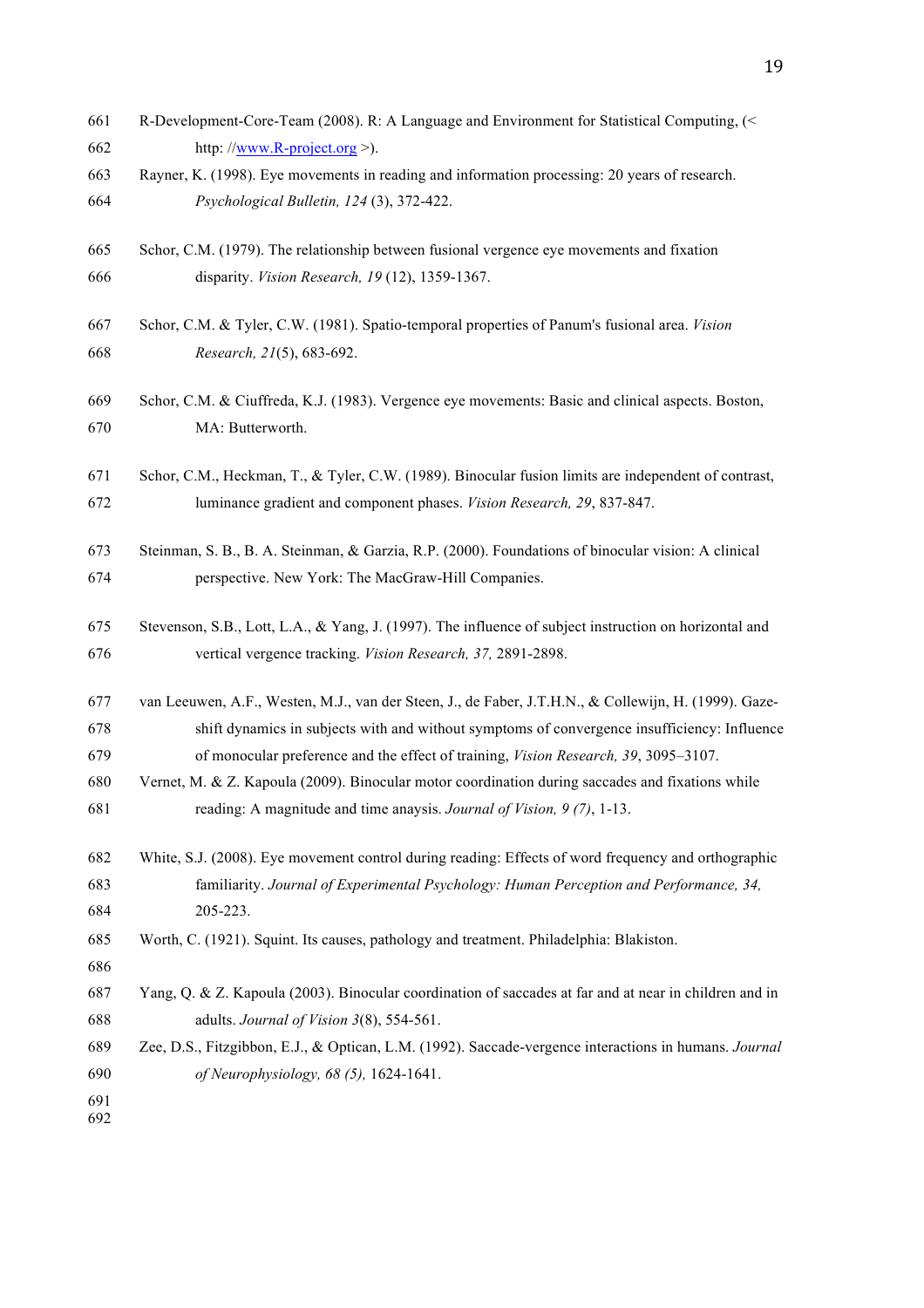R-Development-Core-Team (2008). R: A Language and Environment for Statistical Computing, (< http: //www.R-project.org >).

Rayner, K. (1998). Eye movements in reading and information processing: 20 years of research. *Psychological Bulletin, 124* (3), 372-422.

Schor, C.M. (1979). The relationship between fusional vergence eye movements and fixation disparity. *Vision Research, 19* (12), 1359-1367.

Schor, C.M. & Tyler, C.W. (1981). Spatio-temporal properties of Panum's fusional area. *Vision Research, 21*(5), 683-692.

Schor, C.M. & Ciuffreda, K.J. (1983). Vergence eye movements: Basic and clinical aspects. Boston, MA: Butterworth.

Schor, C.M., Heckman, T., & Tyler, C.W. (1989). Binocular fusion limits are independent of contrast, luminance gradient and component phases. *Vision Research, 29*, 837-847.

Steinman, S. B., B. A. Steinman, & Garzia, R.P. (2000). Foundations of binocular vision: A clinical perspective. New York: The MacGraw-Hill Companies.

Stevenson, S.B., Lott, L.A., & Yang, J. (1997). The influence of subject instruction on horizontal and vertical vergence tracking. *Vision Research, 37,* 2891-2898.

van Leeuwen, A.F., Westen, M.J., van der Steen, J., de Faber, J.T.H.N., & Collewijn, H. (1999). Gaze-shift dynamics in subjects with and without symptoms of convergence insufficiency: Influence of monocular preference and the effect of training, *Vision Research, 39*, 3095–3107.

Vernet, M. & Z. Kapoula (2009). Binocular motor coordination during saccades and fixations while reading: A magnitude and time anaysis. *Journal of Vision, 9 (7)*, 1-13.

White, S.J. (2008). Eye movement control during reading: Effects of word frequency and orthographic familiarity. *Journal of Experimental Psychology: Human Perception and Performance, 34,* 205-223.

Worth, C. (1921). Squint. Its causes, pathology and treatment. Philadelphia: Blakiston.

Yang, Q. & Z. Kapoula (2003). Binocular coordination of saccades at far and at near in children and in adults. *Journal of Vision 3*(8), 554-561.

Zee, D.S., Fitzgibbon, E.J., & Optican, L.M. (1992). Saccade-vergence interactions in humans. *Journal of Neurophysiology, 68 (5),* 1624-1641.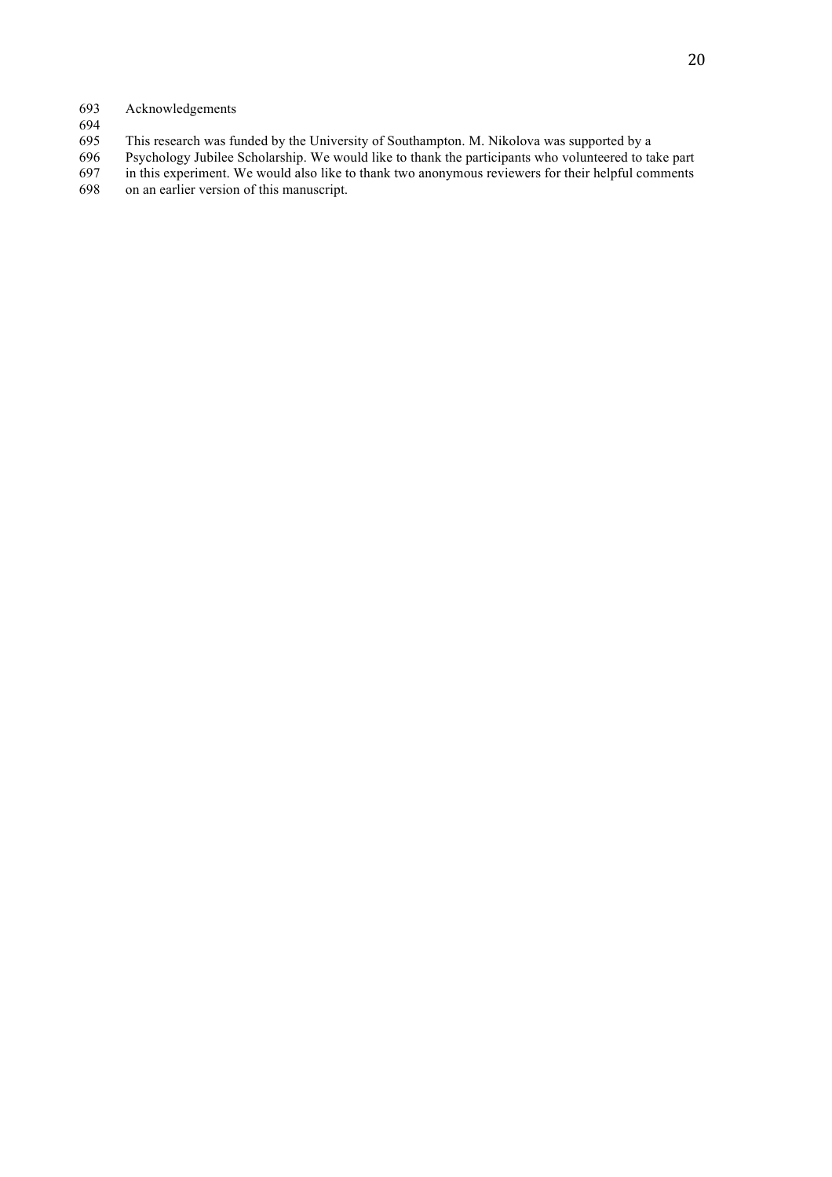## Acknowledgements

This research was funded by the University of Southampton. M. Nikolova was supported by a Psychology Jubilee Scholarship. We would like to thank the participants who volunteered to take part in this experiment. We would also like to thank two anonymous reviewers for their helpful comments on an earlier version of this manuscript.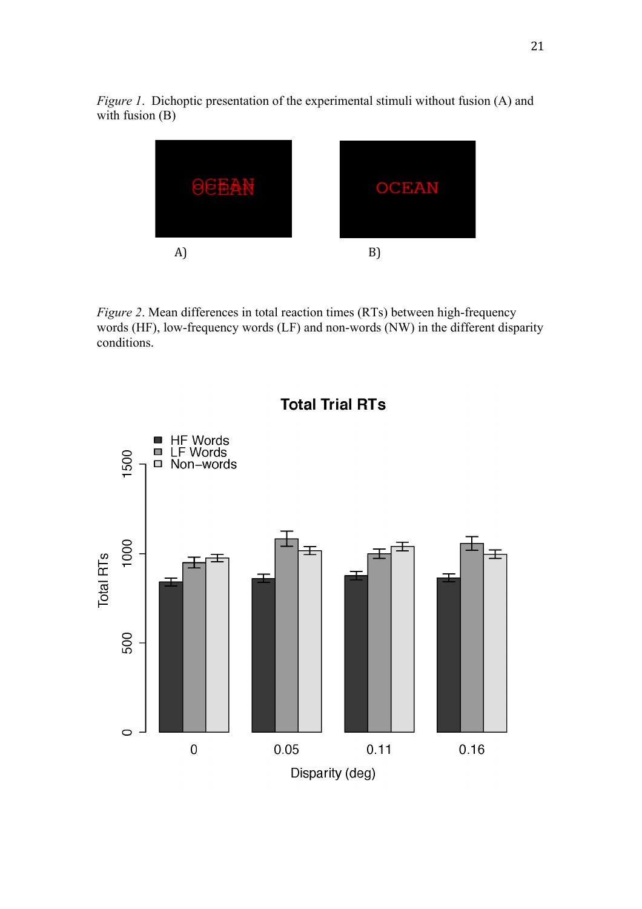*Figure 1*. Dichoptic presentation of the experimental stimuli without fusion (A) and with fusion (B)

A)

B)

*Figure 2*. Mean differences in total reaction times (RTs) between high-frequency words (HF), low-frequency words (LF) and non-words (NW) in the different disparity conditions.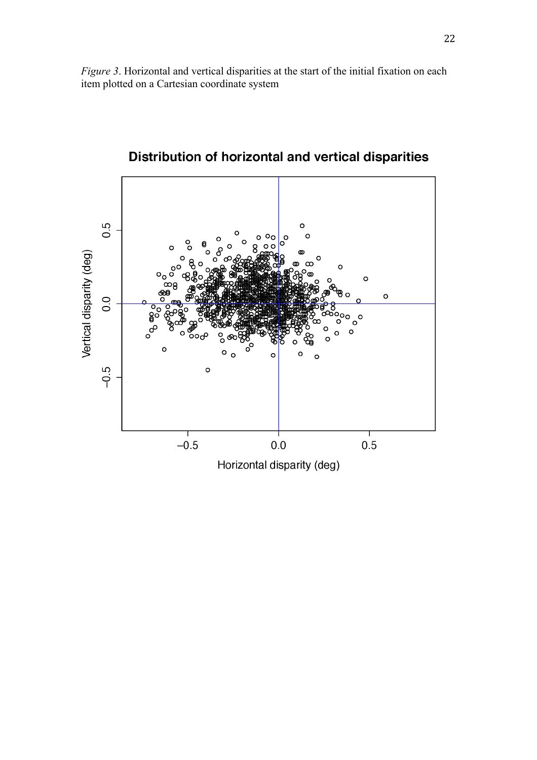*Figure 3*. Horizontal and vertical disparities at the start of the initial fixation on each item plotted on a Cartesian coordinate system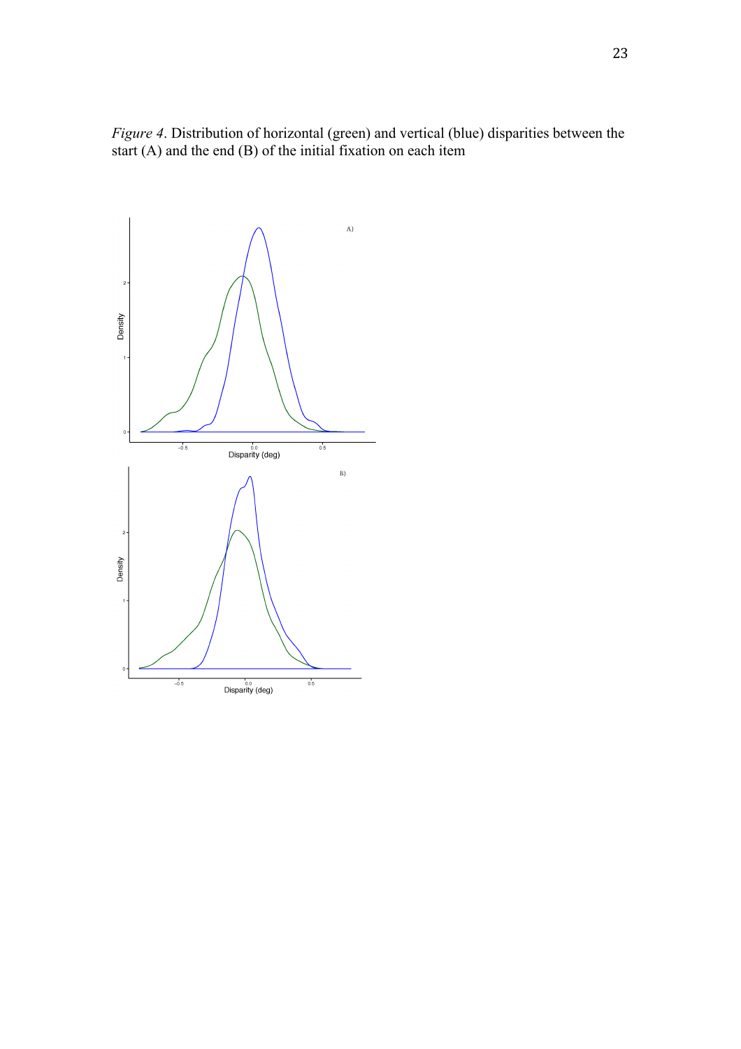*Figure 4*. Distribution of horizontal (green) and vertical (blue) disparities between the start (A) and the end (B) of the initial fixation on each item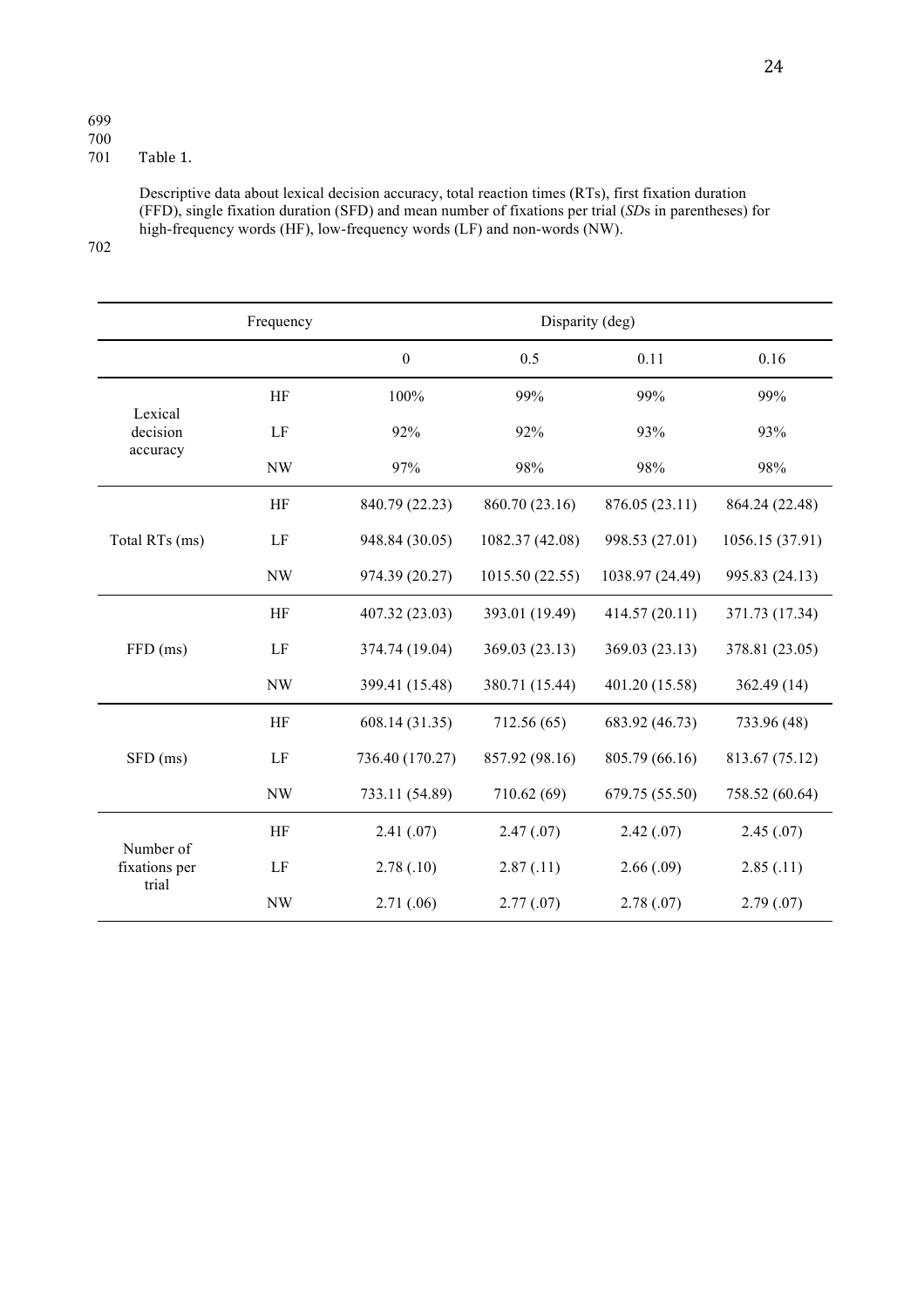Table 1.

Descriptive data about lexical decision accuracy, total reaction times (RTs), first fixation duration (FFD), single fixation duration (SFD) and mean number of fixations per trial (*SD*s in parentheses) for high-frequency words (HF), low-frequency words (LF) and non-words (NW).

| | Frequency | Disparity (deg) | | | |
|---|---|---|---|---|---|
| | | 0 | 0.5 | 0.11 | 0.16 |
| Lexical decision accuracy | HF | 100% | 99% | 99% | 99% |
| | LF | 92% | 92% | 93% | 93% |
| | NW | 97% | 98% | 98% | 98% |
| Total RTs (ms) | HF | 840.79 (22.23) | 860.70 (23.16) | 876.05 (23.11) | 864.24 (22.48) |
| | LF | 948.84 (30.05) | 1082.37 (42.08) | 998.53 (27.01) | 1056.15 (37.91) |
| | NW | 974.39 (20.27) | 1015.50 (22.55) | 1038.97 (24.49) | 995.83 (24.13) |
| FFD (ms) | HF | 407.32 (23.03) | 393.01 (19.49) | 414.57 (20.11) | 371.73 (17.34) |
| | LF | 374.74 (19.04) | 369.03 (23.13) | 369.03 (23.13) | 378.81 (23.05) |
| | NW | 399.41 (15.48) | 380.71 (15.44) | 401.20 (15.58) | 362.49 (14) |
| SFD (ms) | HF | 608.14 (31.35) | 712.56 (65) | 683.92 (46.73) | 733.96 (48) |
| | LF | 736.40 (170.27) | 857.92 (98.16) | 805.79 (66.16) | 813.67 (75.12) |
| | NW | 733.11 (54.89) | 710.62 (69) | 679.75 (55.50) | 758.52 (60.64) |
| Number of fixations per trial | HF | 2.41 (.07) | 2.47 (.07) | 2.42 (.07) | 2.45 (.07) |
| | LF | 2.78 (.10) | 2.87 (.11) | 2.66 (.09) | 2.85 (.11) |
| | NW | 2.71 (.06) | 2.77 (.07) | 2.78 (.07) | 2.79 (.07) |